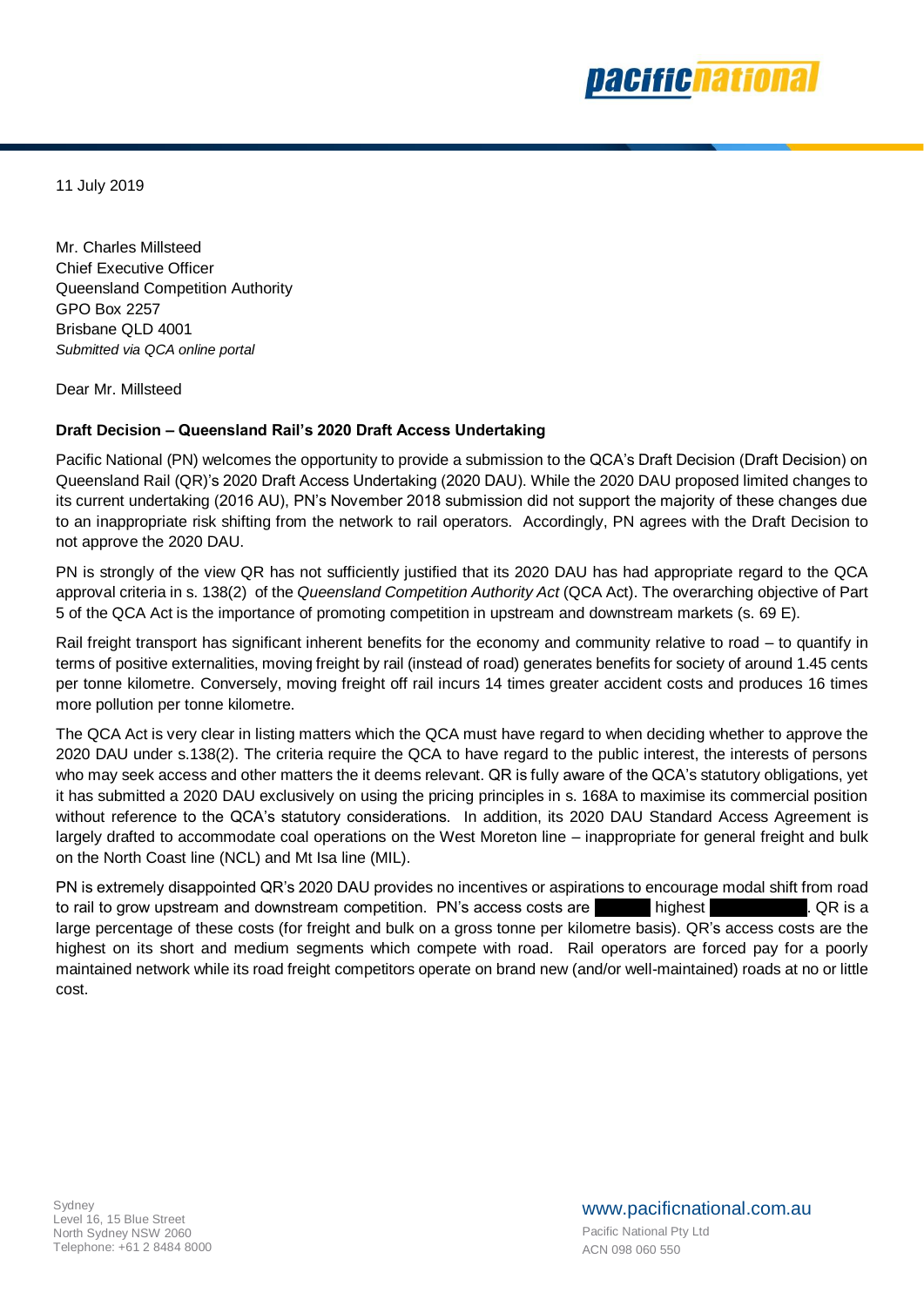11 July 2019

Mr. Charles Millsteed  
Chief Executive Officer  
Queensland Competition Authority  
GPO Box 2257  
Brisbane QLD 4001  
*Submitted via QCA online portal*

Dear Mr. Millsteed

**Draft Decision – Queensland Rail's 2020 Draft Access Undertaking**

Pacific National (PN) welcomes the opportunity to provide a submission to the QCA's Draft Decision (Draft Decision) on Queensland Rail (QR)'s 2020 Draft Access Undertaking (2020 DAU). While the 2020 DAU proposed limited changes to its current undertaking (2016 AU), PN's November 2018 submission did not support the majority of these changes due to an inappropriate risk shifting from the network to rail operators. Accordingly, PN agrees with the Draft Decision to not approve the 2020 DAU.

PN is strongly of the view QR has not sufficiently justified that its 2020 DAU has had appropriate regard to the QCA approval criteria in s. 138(2) of the *Queensland Competition Authority Act* (QCA Act). The overarching objective of Part 5 of the QCA Act is the importance of promoting competition in upstream and downstream markets (s. 69 E).

Rail freight transport has significant inherent benefits for the economy and community relative to road – to quantify in terms of positive externalities, moving freight by rail (instead of road) generates benefits for society of around 1.45 cents per tonne kilometre. Conversely, moving freight off rail incurs 14 times greater accident costs and produces 16 times more pollution per tonne kilometre.

The QCA Act is very clear in listing matters which the QCA must have regard to when deciding whether to approve the 2020 DAU under s.138(2). The criteria require the QCA to have regard to the public interest, the interests of persons who may seek access and other matters the it deems relevant. QR is fully aware of the QCA's statutory obligations, yet it has submitted a 2020 DAU exclusively on using the pricing principles in s. 168A to maximise its commercial position without reference to the QCA's statutory considerations. In addition, its 2020 DAU Standard Access Agreement is largely drafted to accommodate coal operations on the West Moreton line – inappropriate for general freight and bulk on the North Coast line (NCL) and Mt Isa line (MIL).

PN is extremely disappointed QR's 2020 DAU provides no incentives or aspirations to encourage modal shift from road to rail to grow upstream and downstream competition. PN's access costs are [REDACTED] highest [REDACTED]. QR is a large percentage of these costs (for freight and bulk on a gross tonne per kilometre basis). QR's access costs are the highest on its short and medium segments which compete with road. Rail operators are forced pay for a poorly maintained network while its road freight competitors operate on brand new (and/or well-maintained) roads at no or little cost.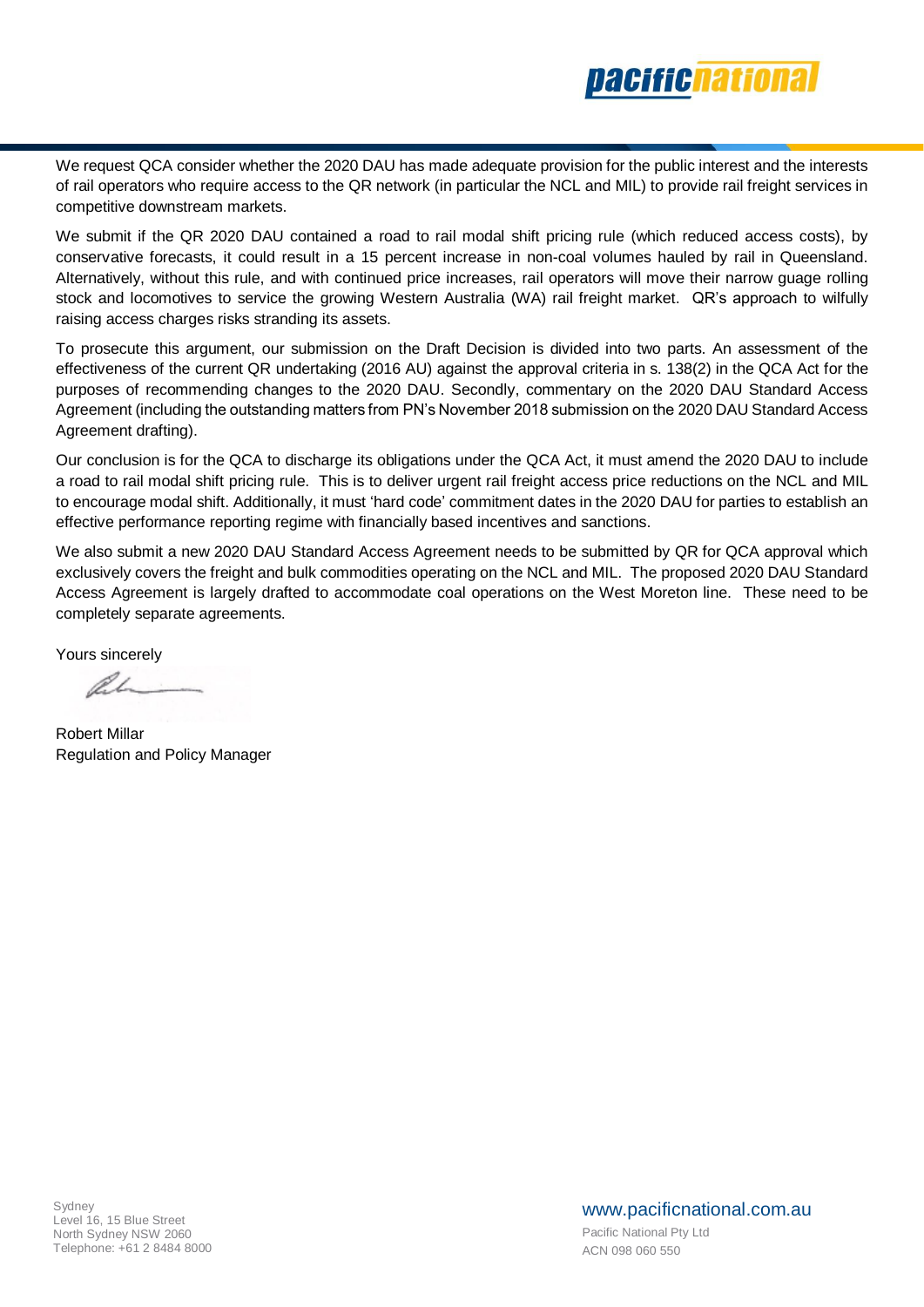We request QCA consider whether the 2020 DAU has made adequate provision for the public interest and the interests of rail operators who require access to the QR network (in particular the NCL and MIL) to provide rail freight services in competitive downstream markets.

We submit if the QR 2020 DAU contained a road to rail modal shift pricing rule (which reduced access costs), by conservative forecasts, it could result in a 15 percent increase in non-coal volumes hauled by rail in Queensland. Alternatively, without this rule, and with continued price increases, rail operators will move their narrow guage rolling stock and locomotives to service the growing Western Australia (WA) rail freight market. QR's approach to wilfully raising access charges risks stranding its assets.

To prosecute this argument, our submission on the Draft Decision is divided into two parts. An assessment of the effectiveness of the current QR undertaking (2016 AU) against the approval criteria in s. 138(2) in the QCA Act for the purposes of recommending changes to the 2020 DAU. Secondly, commentary on the 2020 DAU Standard Access Agreement (including the outstanding matters from PN's November 2018 submission on the 2020 DAU Standard Access Agreement drafting).

Our conclusion is for the QCA to discharge its obligations under the QCA Act, it must amend the 2020 DAU to include a road to rail modal shift pricing rule. This is to deliver urgent rail freight access price reductions on the NCL and MIL to encourage modal shift. Additionally, it must 'hard code' commitment dates in the 2020 DAU for parties to establish an effective performance reporting regime with financially based incentives and sanctions.

We also submit a new 2020 DAU Standard Access Agreement needs to be submitted by QR for QCA approval which exclusively covers the freight and bulk commodities operating on the NCL and MIL. The proposed 2020 DAU Standard Access Agreement is largely drafted to accommodate coal operations on the West Moreton line. These need to be completely separate agreements.

Yours sincerely

Robert Millar
Regulation and Policy Manager

Sydney
Level 16, 15 Blue Street
North Sydney NSW 2060
Telephone: +61 2 8484 8000

www.pacificnational.com.au
Pacific National Pty Ltd
ACN 098 060 550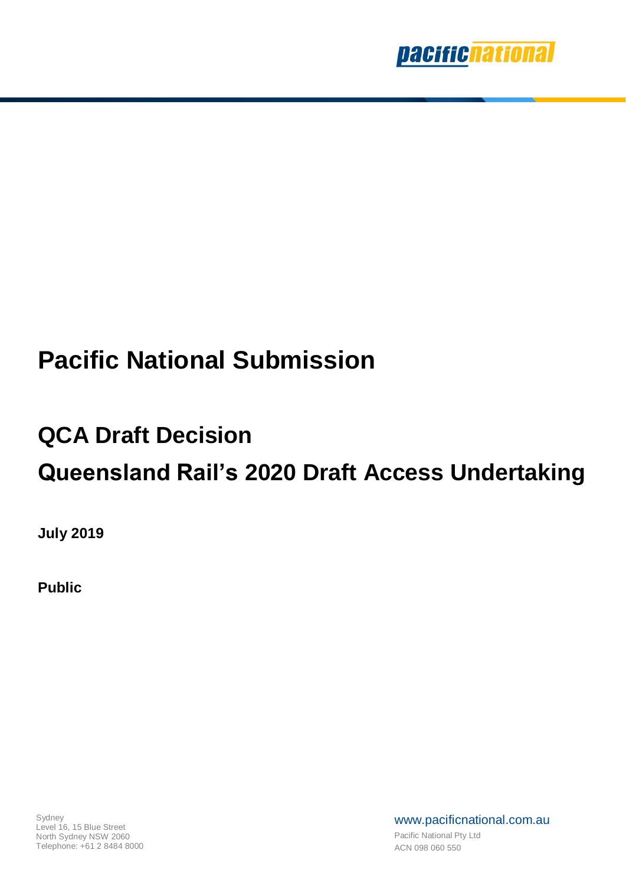# Pacific National Submission

## QCA Draft Decision

## Queensland Rail's 2020 Draft Access Undertaking

**July 2019**

**Public**

Sydney
Level 16, 15 Blue Street
North Sydney NSW 2060
Telephone: +61 2 8484 8000

www.pacificnational.com.au

Pacific National Pty Ltd
ACN 098 060 550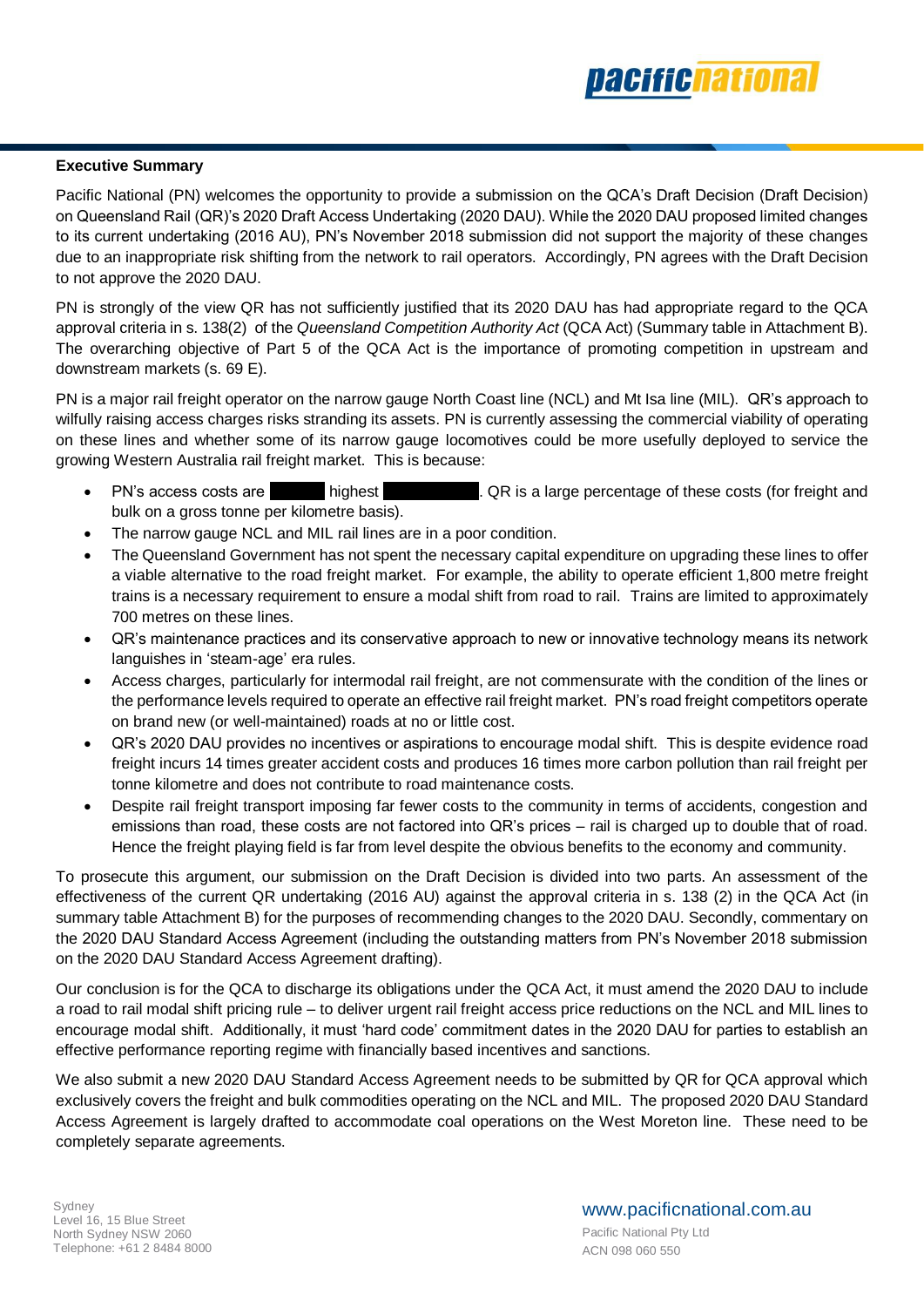**Executive Summary**

Pacific National (PN) welcomes the opportunity to provide a submission on the QCA's Draft Decision (Draft Decision) on Queensland Rail (QR)'s 2020 Draft Access Undertaking (2020 DAU). While the 2020 DAU proposed limited changes to its current undertaking (2016 AU), PN's November 2018 submission did not support the majority of these changes due to an inappropriate risk shifting from the network to rail operators. Accordingly, PN agrees with the Draft Decision to not approve the 2020 DAU.

PN is strongly of the view QR has not sufficiently justified that its 2020 DAU has had appropriate regard to the QCA approval criteria in s. 138(2) of the *Queensland Competition Authority Act* (QCA Act) (Summary table in Attachment B). The overarching objective of Part 5 of the QCA Act is the importance of promoting competition in upstream and downstream markets (s. 69 E).

PN is a major rail freight operator on the narrow gauge North Coast line (NCL) and Mt Isa line (MIL). QR's approach to wilfully raising access charges risks stranding its assets. PN is currently assessing the commercial viability of operating on these lines and whether some of its narrow gauge locomotives could be more usefully deployed to service the growing Western Australia rail freight market. This is because:

- PN's access costs are [redacted] highest [redacted]. QR is a large percentage of these costs (for freight and bulk on a gross tonne per kilometre basis).
- The narrow gauge NCL and MIL rail lines are in a poor condition.
- The Queensland Government has not spent the necessary capital expenditure on upgrading these lines to offer a viable alternative to the road freight market. For example, the ability to operate efficient 1,800 metre freight trains is a necessary requirement to ensure a modal shift from road to rail. Trains are limited to approximately 700 metres on these lines.
- QR's maintenance practices and its conservative approach to new or innovative technology means its network languishes in 'steam-age' era rules.
- Access charges, particularly for intermodal rail freight, are not commensurate with the condition of the lines or the performance levels required to operate an effective rail freight market. PN's road freight competitors operate on brand new (or well-maintained) roads at no or little cost.
- QR's 2020 DAU provides no incentives or aspirations to encourage modal shift. This is despite evidence road freight incurs 14 times greater accident costs and produces 16 times more carbon pollution than rail freight per tonne kilometre and does not contribute to road maintenance costs.
- Despite rail freight transport imposing far fewer costs to the community in terms of accidents, congestion and emissions than road, these costs are not factored into QR's prices – rail is charged up to double that of road. Hence the freight playing field is far from level despite the obvious benefits to the economy and community.

To prosecute this argument, our submission on the Draft Decision is divided into two parts. An assessment of the effectiveness of the current QR undertaking (2016 AU) against the approval criteria in s. 138 (2) in the QCA Act (in summary table Attachment B) for the purposes of recommending changes to the 2020 DAU. Secondly, commentary on the 2020 DAU Standard Access Agreement (including the outstanding matters from PN's November 2018 submission on the 2020 DAU Standard Access Agreement drafting).

Our conclusion is for the QCA to discharge its obligations under the QCA Act, it must amend the 2020 DAU to include a road to rail modal shift pricing rule – to deliver urgent rail freight access price reductions on the NCL and MIL lines to encourage modal shift. Additionally, it must 'hard code' commitment dates in the 2020 DAU for parties to establish an effective performance reporting regime with financially based incentives and sanctions.

We also submit a new 2020 DAU Standard Access Agreement needs to be submitted by QR for QCA approval which exclusively covers the freight and bulk commodities operating on the NCL and MIL. The proposed 2020 DAU Standard Access Agreement is largely drafted to accommodate coal operations on the West Moreton line. These need to be completely separate agreements.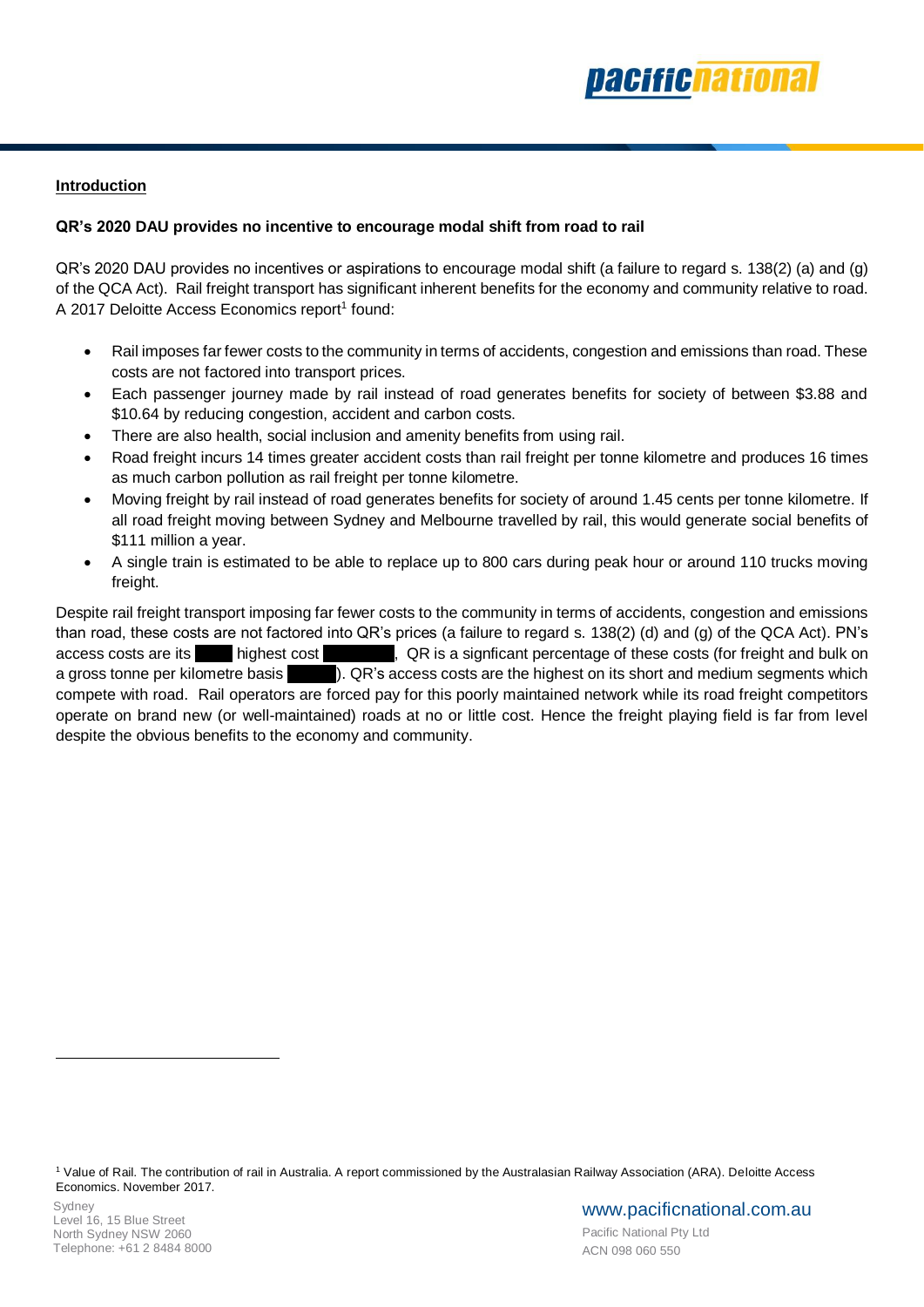**Introduction**

**QR's 2020 DAU provides no incentive to encourage modal shift from road to rail**

QR's 2020 DAU provides no incentives or aspirations to encourage modal shift (a failure to regard s. 138(2) (a) and (g) of the QCA Act). Rail freight transport has significant inherent benefits for the economy and community relative to road. A 2017 Deloitte Access Economics report[1] found:

- Rail imposes far fewer costs to the community in terms of accidents, congestion and emissions than road. These costs are not factored into transport prices.
- Each passenger journey made by rail instead of road generates benefits for society of between $3.88 and $10.64 by reducing congestion, accident and carbon costs.
- There are also health, social inclusion and amenity benefits from using rail.
- Road freight incurs 14 times greater accident costs than rail freight per tonne kilometre and produces 16 times as much carbon pollution as rail freight per tonne kilometre.
- Moving freight by rail instead of road generates benefits for society of around 1.45 cents per tonne kilometre. If all road freight moving between Sydney and Melbourne travelled by rail, this would generate social benefits of $111 million a year.
- A single train is estimated to be able to replace up to 800 cars during peak hour or around 110 trucks moving freight.

Despite rail freight transport imposing far fewer costs to the community in terms of accidents, congestion and emissions than road, these costs are not factored into QR's prices (a failure to regard s. 138(2) (d) and (g) of the QCA Act). PN's access costs are its ████ highest cost ████████, QR is a signficant percentage of these costs (for freight and bulk on a gross tonne per kilometre basis █████). QR's access costs are the highest on its short and medium segments which compete with road. Rail operators are forced pay for this poorly maintained network while its road freight competitors operate on brand new (or well-maintained) roads at no or little cost. Hence the freight playing field is far from level despite the obvious benefits to the economy and community.

[1] Value of Rail. The contribution of rail in Australia. A report commissioned by the Australasian Railway Association (ARA). Deloitte Access Economics. November 2017.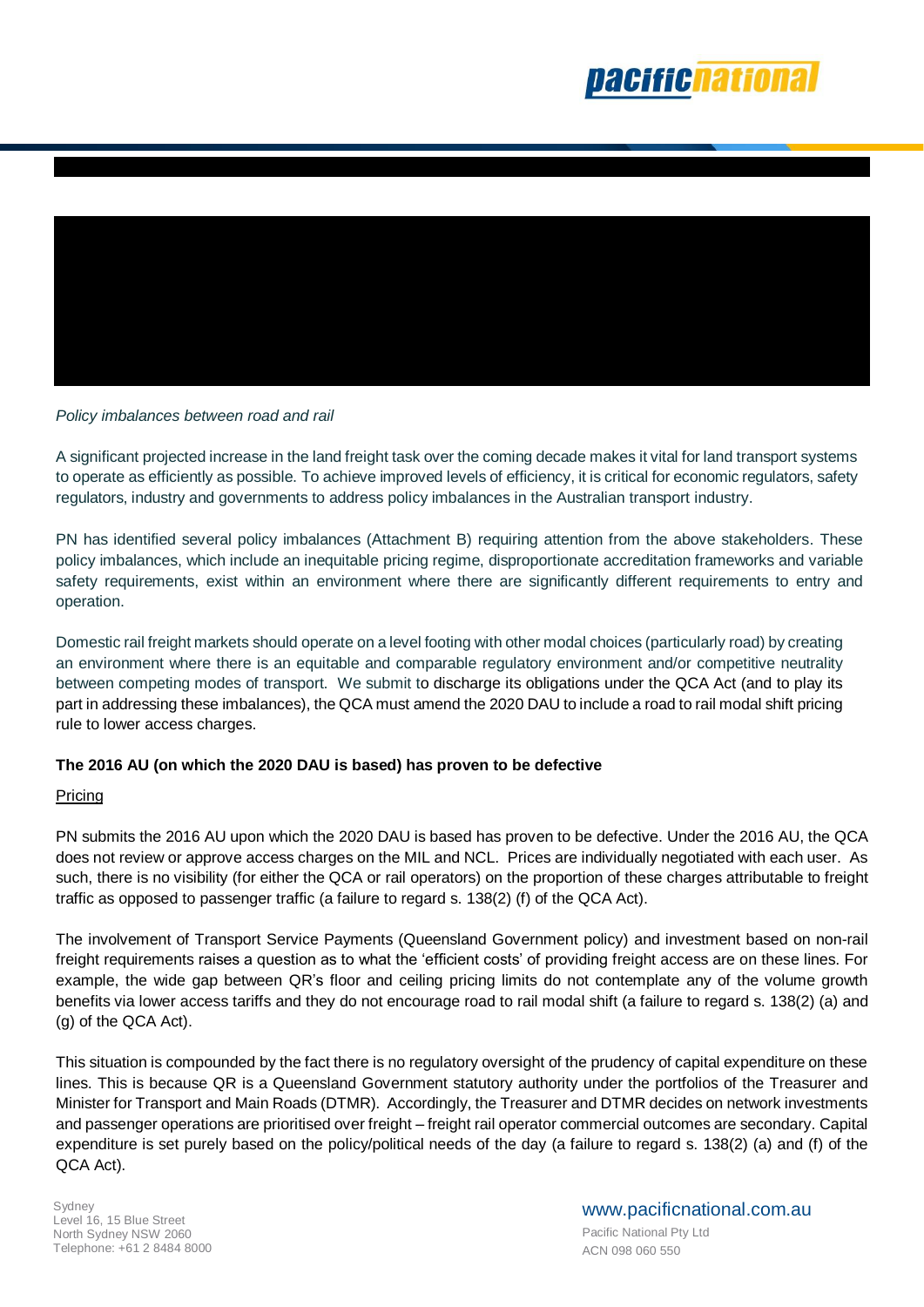*Policy imbalances between road and rail*

A significant projected increase in the land freight task over the coming decade makes it vital for land transport systems to operate as efficiently as possible. To achieve improved levels of efficiency, it is critical for economic regulators, safety regulators, industry and governments to address policy imbalances in the Australian transport industry.

PN has identified several policy imbalances (Attachment B) requiring attention from the above stakeholders. These policy imbalances, which include an inequitable pricing regime, disproportionate accreditation frameworks and variable safety requirements, exist within an environment where there are significantly different requirements to entry and operation.

Domestic rail freight markets should operate on a level footing with other modal choices (particularly road) by creating an environment where there is an equitable and comparable regulatory environment and/or competitive neutrality between competing modes of transport. We submit to discharge its obligations under the QCA Act (and to play its part in addressing these imbalances), the QCA must amend the 2020 DAU to include a road to rail modal shift pricing rule to lower access charges.

**The 2016 AU (on which the 2020 DAU is based) has proven to be defective**

Pricing

PN submits the 2016 AU upon which the 2020 DAU is based has proven to be defective. Under the 2016 AU, the QCA does not review or approve access charges on the MIL and NCL. Prices are individually negotiated with each user. As such, there is no visibility (for either the QCA or rail operators) on the proportion of these charges attributable to freight traffic as opposed to passenger traffic (a failure to regard s. 138(2) (f) of the QCA Act).

The involvement of Transport Service Payments (Queensland Government policy) and investment based on non-rail freight requirements raises a question as to what the 'efficient costs' of providing freight access are on these lines. For example, the wide gap between QR's floor and ceiling pricing limits do not contemplate any of the volume growth benefits via lower access tariffs and they do not encourage road to rail modal shift (a failure to regard s. 138(2) (a) and (g) of the QCA Act).

This situation is compounded by the fact there is no regulatory oversight of the prudency of capital expenditure on these lines. This is because QR is a Queensland Government statutory authority under the portfolios of the Treasurer and Minister for Transport and Main Roads (DTMR). Accordingly, the Treasurer and DTMR decides on network investments and passenger operations are prioritised over freight – freight rail operator commercial outcomes are secondary. Capital expenditure is set purely based on the policy/political needs of the day (a failure to regard s. 138(2) (a) and (f) of the QCA Act).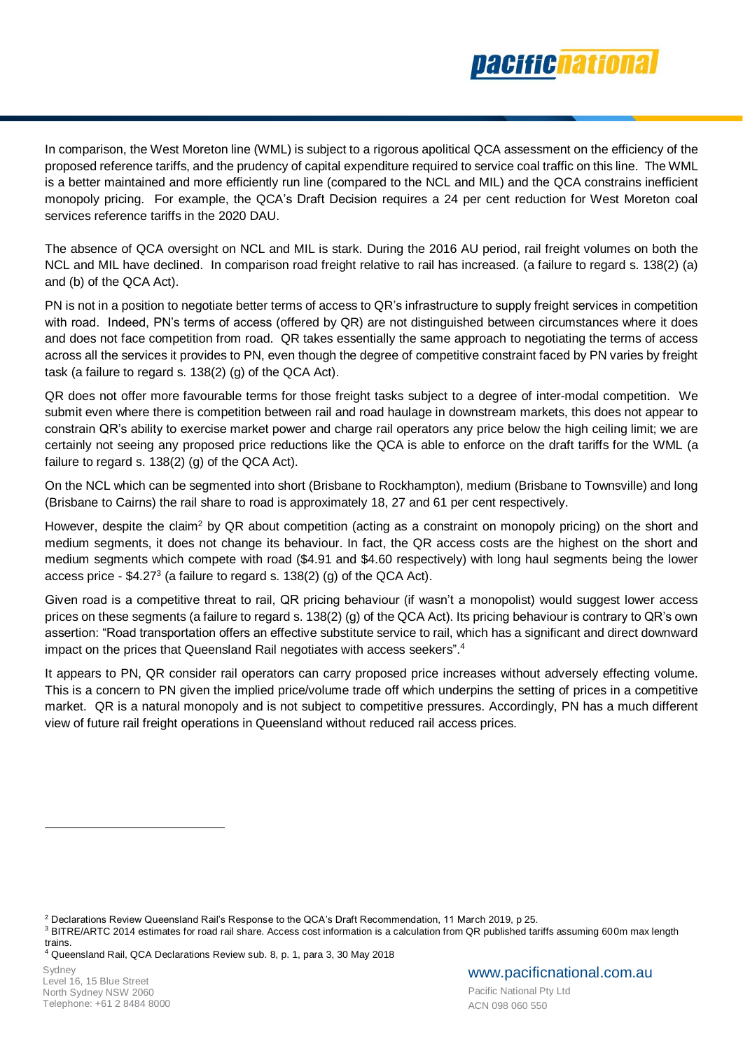In comparison, the West Moreton line (WML) is subject to a rigorous apolitical QCA assessment on the efficiency of the proposed reference tariffs, and the prudency of capital expenditure required to service coal traffic on this line. The WML is a better maintained and more efficiently run line (compared to the NCL and MIL) and the QCA constrains inefficient monopoly pricing. For example, the QCA's Draft Decision requires a 24 per cent reduction for West Moreton coal services reference tariffs in the 2020 DAU.

The absence of QCA oversight on NCL and MIL is stark. During the 2016 AU period, rail freight volumes on both the NCL and MIL have declined. In comparison road freight relative to rail has increased. (a failure to regard s. 138(2) (a) and (b) of the QCA Act).

PN is not in a position to negotiate better terms of access to QR's infrastructure to supply freight services in competition with road. Indeed, PN's terms of access (offered by QR) are not distinguished between circumstances where it does and does not face competition from road. QR takes essentially the same approach to negotiating the terms of access across all the services it provides to PN, even though the degree of competitive constraint faced by PN varies by freight task (a failure to regard s. 138(2) (g) of the QCA Act).

QR does not offer more favourable terms for those freight tasks subject to a degree of inter-modal competition. We submit even where there is competition between rail and road haulage in downstream markets, this does not appear to constrain QR's ability to exercise market power and charge rail operators any price below the high ceiling limit; we are certainly not seeing any proposed price reductions like the QCA is able to enforce on the draft tariffs for the WML (a failure to regard s. 138(2) (g) of the QCA Act).

On the NCL which can be segmented into short (Brisbane to Rockhampton), medium (Brisbane to Townsville) and long (Brisbane to Cairns) the rail share to road is approximately 18, 27 and 61 per cent respectively.

However, despite the claim[2] by QR about competition (acting as a constraint on monopoly pricing) on the short and medium segments, it does not change its behaviour. In fact, the QR access costs are the highest on the short and medium segments which compete with road ($4.91 and $4.60 respectively) with long haul segments being the lower access price - $4.27[3] (a failure to regard s. 138(2) (g) of the QCA Act).

Given road is a competitive threat to rail, QR pricing behaviour (if wasn't a monopolist) would suggest lower access prices on these segments (a failure to regard s. 138(2) (g) of the QCA Act). Its pricing behaviour is contrary to QR's own assertion: "Road transportation offers an effective substitute service to rail, which has a significant and direct downward impact on the prices that Queensland Rail negotiates with access seekers".[4]

It appears to PN, QR consider rail operators can carry proposed price increases without adversely effecting volume. This is a concern to PN given the implied price/volume trade off which underpins the setting of prices in a competitive market. QR is a natural monopoly and is not subject to competitive pressures. Accordingly, PN has a much different view of future rail freight operations in Queensland without reduced rail access prices.

---

[2] Declarations Review Queensland Rail's Response to the QCA's Draft Recommendation, 11 March 2019, p 25.

[3] BITRE/ARTC 2014 estimates for road rail share. Access cost information is a calculation from QR published tariffs assuming 600m max length trains.

[4] Queensland Rail, QCA Declarations Review sub. 8, p. 1, para 3, 30 May 2018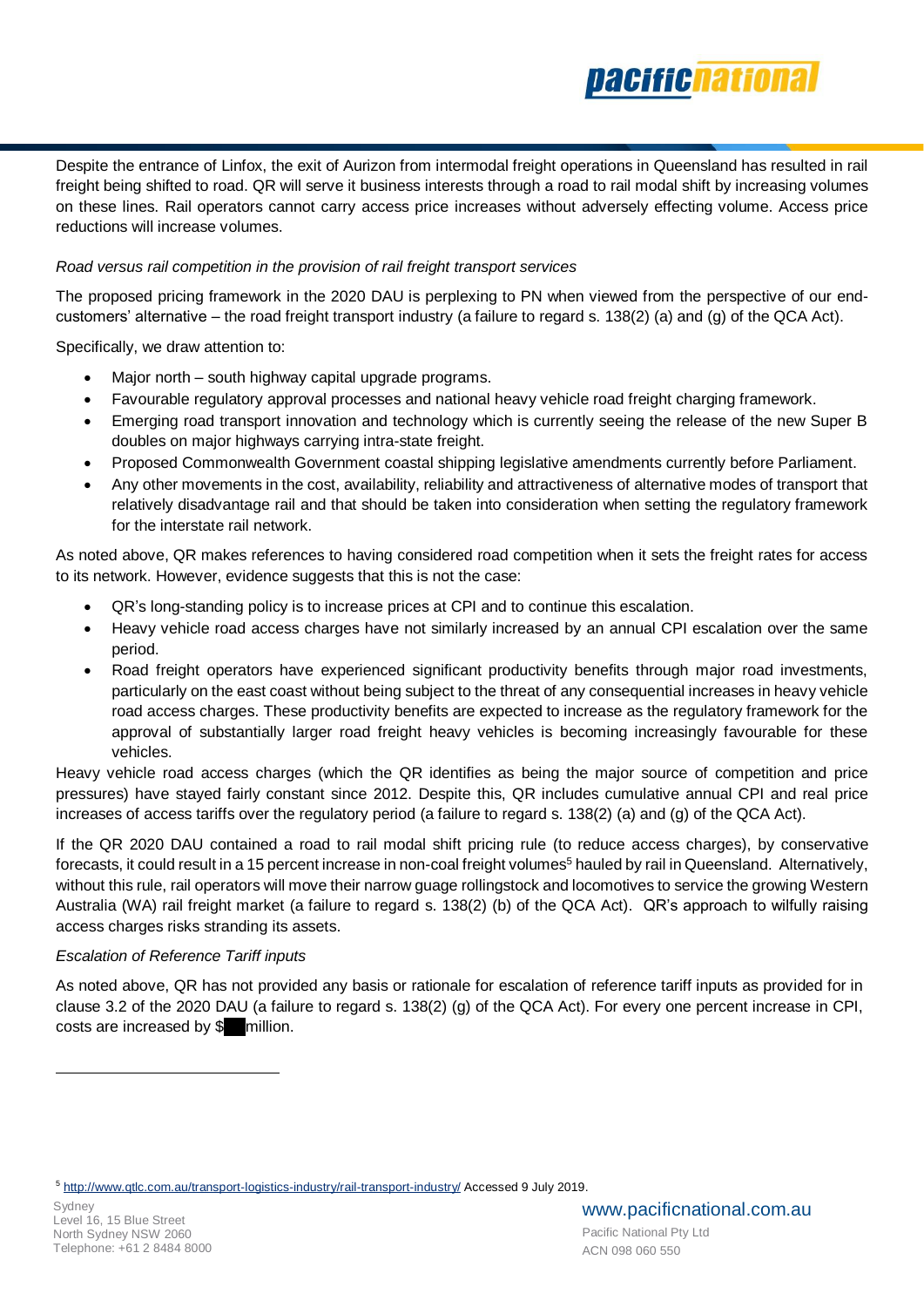Despite the entrance of Linfox, the exit of Aurizon from intermodal freight operations in Queensland has resulted in rail freight being shifted to road. QR will serve it business interests through a road to rail modal shift by increasing volumes on these lines. Rail operators cannot carry access price increases without adversely effecting volume. Access price reductions will increase volumes.

*Road versus rail competition in the provision of rail freight transport services*

The proposed pricing framework in the 2020 DAU is perplexing to PN when viewed from the perspective of our end-customers' alternative – the road freight transport industry (a failure to regard s. 138(2) (a) and (g) of the QCA Act).

Specifically, we draw attention to:

- Major north – south highway capital upgrade programs.
- Favourable regulatory approval processes and national heavy vehicle road freight charging framework.
- Emerging road transport innovation and technology which is currently seeing the release of the new Super B doubles on major highways carrying intra-state freight.
- Proposed Commonwealth Government coastal shipping legislative amendments currently before Parliament.
- Any other movements in the cost, availability, reliability and attractiveness of alternative modes of transport that relatively disadvantage rail and that should be taken into consideration when setting the regulatory framework for the interstate rail network.

As noted above, QR makes references to having considered road competition when it sets the freight rates for access to its network. However, evidence suggests that this is not the case:

- QR's long-standing policy is to increase prices at CPI and to continue this escalation.
- Heavy vehicle road access charges have not similarly increased by an annual CPI escalation over the same period.
- Road freight operators have experienced significant productivity benefits through major road investments, particularly on the east coast without being subject to the threat of any consequential increases in heavy vehicle road access charges. These productivity benefits are expected to increase as the regulatory framework for the approval of substantially larger road freight heavy vehicles is becoming increasingly favourable for these vehicles.

Heavy vehicle road access charges (which the QR identifies as being the major source of competition and price pressures) have stayed fairly constant since 2012. Despite this, QR includes cumulative annual CPI and real price increases of access tariffs over the regulatory period (a failure to regard s. 138(2) (a) and (g) of the QCA Act).

If the QR 2020 DAU contained a road to rail modal shift pricing rule (to reduce access charges), by conservative forecasts, it could result in a 15 percent increase in non-coal freight volumes[5] hauled by rail in Queensland. Alternatively, without this rule, rail operators will move their narrow guage rollingstock and locomotives to service the growing Western Australia (WA) rail freight market (a failure to regard s. 138(2) (b) of the QCA Act). QR's approach to wilfully raising access charges risks stranding its assets.

*Escalation of Reference Tariff inputs*

As noted above, QR has not provided any basis or rationale for escalation of reference tariff inputs as provided for in clause 3.2 of the 2020 DAU (a failure to regard s. 138(2) (g) of the QCA Act). For every one percent increase in CPI, costs are increased by $█ million.

---

[5] http://www.qtlc.com.au/transport-logistics-industry/rail-transport-industry/ Accessed 9 July 2019.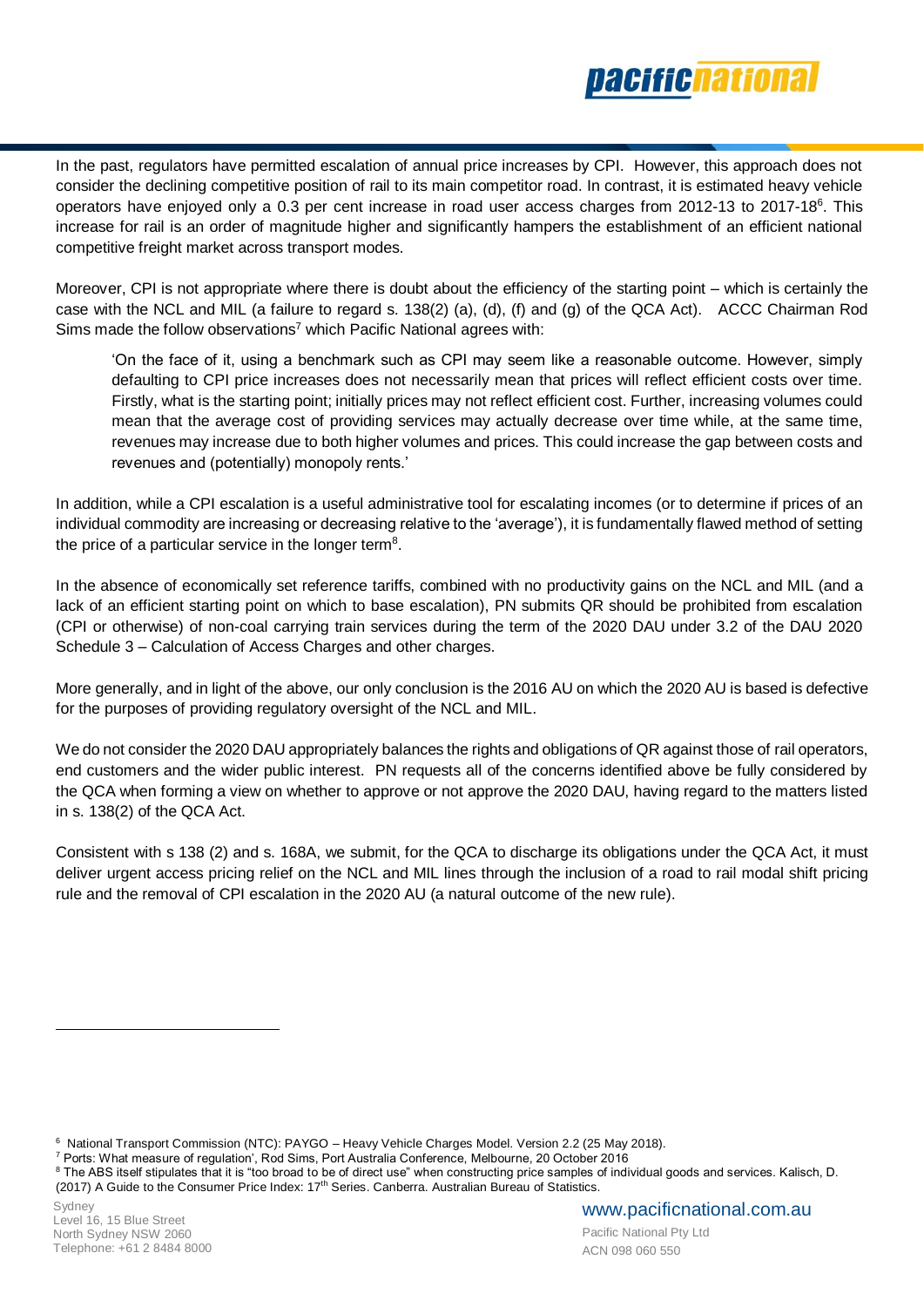In the past, regulators have permitted escalation of annual price increases by CPI. However, this approach does not consider the declining competitive position of rail to its main competitor road. In contrast, it is estimated heavy vehicle operators have enjoyed only a 0.3 per cent increase in road user access charges from 2012-13 to 2017-18[6]. This increase for rail is an order of magnitude higher and significantly hampers the establishment of an efficient national competitive freight market across transport modes.

Moreover, CPI is not appropriate where there is doubt about the efficiency of the starting point – which is certainly the case with the NCL and MIL (a failure to regard s. 138(2) (a), (d), (f) and (g) of the QCA Act). ACCC Chairman Rod Sims made the follow observations[7] which Pacific National agrees with:

> 'On the face of it, using a benchmark such as CPI may seem like a reasonable outcome. However, simply defaulting to CPI price increases does not necessarily mean that prices will reflect efficient costs over time. Firstly, what is the starting point; initially prices may not reflect efficient cost. Further, increasing volumes could mean that the average cost of providing services may actually decrease over time while, at the same time, revenues may increase due to both higher volumes and prices. This could increase the gap between costs and revenues and (potentially) monopoly rents.'

In addition, while a CPI escalation is a useful administrative tool for escalating incomes (or to determine if prices of an individual commodity are increasing or decreasing relative to the 'average'), it is fundamentally flawed method of setting the price of a particular service in the longer term[8].

In the absence of economically set reference tariffs, combined with no productivity gains on the NCL and MIL (and a lack of an efficient starting point on which to base escalation), PN submits QR should be prohibited from escalation (CPI or otherwise) of non-coal carrying train services during the term of the 2020 DAU under 3.2 of the DAU 2020 Schedule 3 – Calculation of Access Charges and other charges.

More generally, and in light of the above, our only conclusion is the 2016 AU on which the 2020 AU is based is defective for the purposes of providing regulatory oversight of the NCL and MIL.

We do not consider the 2020 DAU appropriately balances the rights and obligations of QR against those of rail operators, end customers and the wider public interest. PN requests all of the concerns identified above be fully considered by the QCA when forming a view on whether to approve or not approve the 2020 DAU, having regard to the matters listed in s. 138(2) of the QCA Act.

Consistent with s 138 (2) and s. 168A, we submit, for the QCA to discharge its obligations under the QCA Act, it must deliver urgent access pricing relief on the NCL and MIL lines through the inclusion of a road to rail modal shift pricing rule and the removal of CPI escalation in the 2020 AU (a natural outcome of the new rule).

---

[6] National Transport Commission (NTC): PAYGO – Heavy Vehicle Charges Model. Version 2.2 (25 May 2018).

[7] Ports: What measure of regulation', Rod Sims, Port Australia Conference, Melbourne, 20 October 2016

[8] The ABS itself stipulates that it is "too broad to be of direct use" when constructing price samples of individual goods and services. Kalisch, D. (2017) A Guide to the Consumer Price Index: 17th Series. Canberra. Australian Bureau of Statistics.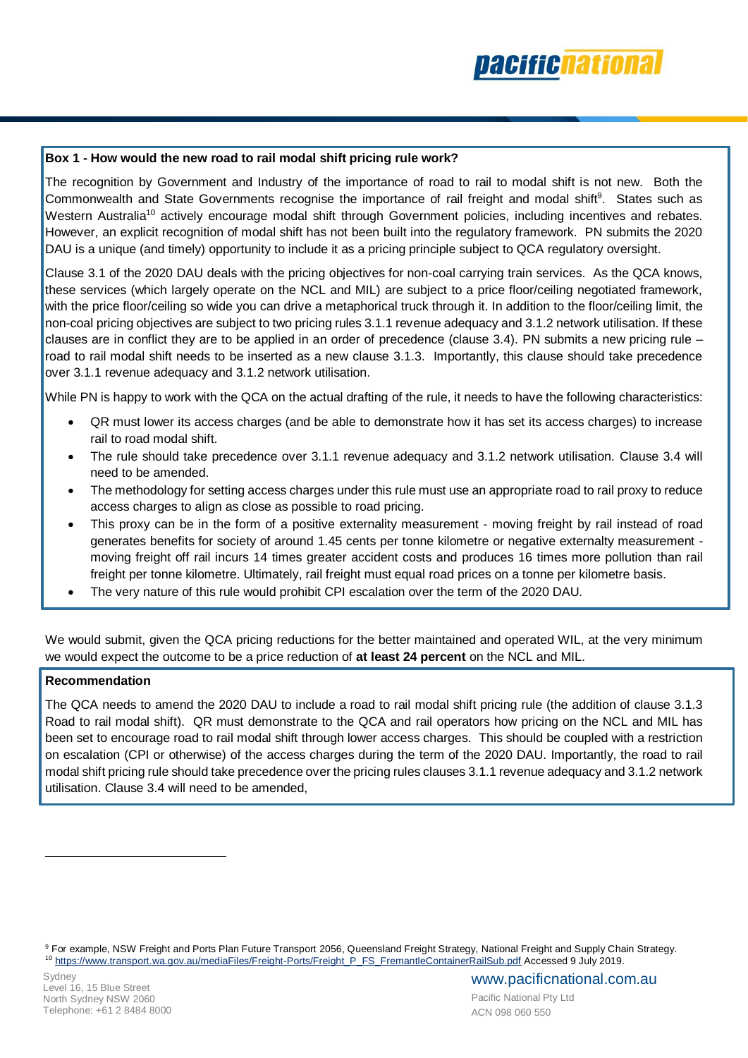**Box 1 - How would the new road to rail modal shift pricing rule work?**

The recognition by Government and Industry of the importance of road to rail to modal shift is not new. Both the Commonwealth and State Governments recognise the importance of rail freight and modal shift[9]. States such as Western Australia[10] actively encourage modal shift through Government policies, including incentives and rebates. However, an explicit recognition of modal shift has not been built into the regulatory framework. PN submits the 2020 DAU is a unique (and timely) opportunity to include it as a pricing principle subject to QCA regulatory oversight.

Clause 3.1 of the 2020 DAU deals with the pricing objectives for non-coal carrying train services. As the QCA knows, these services (which largely operate on the NCL and MIL) are subject to a price floor/ceiling negotiated framework, with the price floor/ceiling so wide you can drive a metaphorical truck through it. In addition to the floor/ceiling limit, the non-coal pricing objectives are subject to two pricing rules 3.1.1 revenue adequacy and 3.1.2 network utilisation. If these clauses are in conflict they are to be applied in an order of precedence (clause 3.4). PN submits a new pricing rule – road to rail modal shift needs to be inserted as a new clause 3.1.3. Importantly, this clause should take precedence over 3.1.1 revenue adequacy and 3.1.2 network utilisation.

While PN is happy to work with the QCA on the actual drafting of the rule, it needs to have the following characteristics:

- QR must lower its access charges (and be able to demonstrate how it has set its access charges) to increase rail to road modal shift.
- The rule should take precedence over 3.1.1 revenue adequacy and 3.1.2 network utilisation. Clause 3.4 will need to be amended.
- The methodology for setting access charges under this rule must use an appropriate road to rail proxy to reduce access charges to align as close as possible to road pricing.
- This proxy can be in the form of a positive externality measurement - moving freight by rail instead of road generates benefits for society of around 1.45 cents per tonne kilometre or negative externalty measurement - moving freight off rail incurs 14 times greater accident costs and produces 16 times more pollution than rail freight per tonne kilometre. Ultimately, rail freight must equal road prices on a tonne per kilometre basis.
- The very nature of this rule would prohibit CPI escalation over the term of the 2020 DAU.

We would submit, given the QCA pricing reductions for the better maintained and operated WIL, at the very minimum we would expect the outcome to be a price reduction of **at least 24 percent** on the NCL and MIL.

**Recommendation**

The QCA needs to amend the 2020 DAU to include a road to rail modal shift pricing rule (the addition of clause 3.1.3 Road to rail modal shift). QR must demonstrate to the QCA and rail operators how pricing on the NCL and MIL has been set to encourage road to rail modal shift through lower access charges. This should be coupled with a restriction on escalation (CPI or otherwise) of the access charges during the term of the 2020 DAU. Importantly, the road to rail modal shift pricing rule should take precedence over the pricing rules clauses 3.1.1 revenue adequacy and 3.1.2 network utilisation. Clause 3.4 will need to be amended,

---

[9] For example, NSW Freight and Ports Plan Future Transport 2056, Queensland Freight Strategy, National Freight and Supply Chain Strategy.

[10] https://www.transport.wa.gov.au/mediaFiles/Freight-Ports/Freight_P_FS_FremantleContainerRailSub.pdf Accessed 9 July 2019.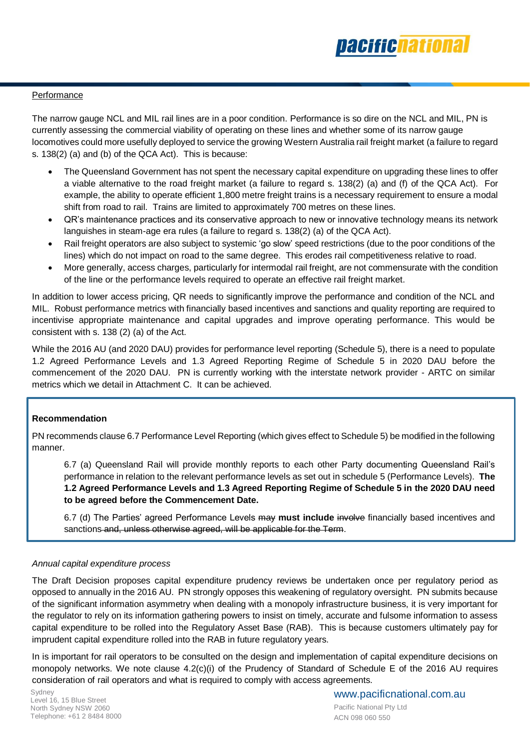<u>Performance</u>

The narrow gauge NCL and MIL rail lines are in a poor condition. Performance is so dire on the NCL and MIL, PN is currently assessing the commercial viability of operating on these lines and whether some of its narrow gauge locomotives could more usefully deployed to service the growing Western Australia rail freight market (a failure to regard s. 138(2) (a) and (b) of the QCA Act). This is because:

- The Queensland Government has not spent the necessary capital expenditure on upgrading these lines to offer a viable alternative to the road freight market (a failure to regard s. 138(2) (a) and (f) of the QCA Act). For example, the ability to operate efficient 1,800 metre freight trains is a necessary requirement to ensure a modal shift from road to rail. Trains are limited to approximately 700 metres on these lines.
- QR's maintenance practices and its conservative approach to new or innovative technology means its network languishes in steam-age era rules (a failure to regard s. 138(2) (a) of the QCA Act).
- Rail freight operators are also subject to systemic 'go slow' speed restrictions (due to the poor conditions of the lines) which do not impact on road to the same degree. This erodes rail competitiveness relative to road.
- More generally, access charges, particularly for intermodal rail freight, are not commensurate with the condition of the line or the performance levels required to operate an effective rail freight market.

In addition to lower access pricing, QR needs to significantly improve the performance and condition of the NCL and MIL. Robust performance metrics with financially based incentives and sanctions and quality reporting are required to incentivise appropriate maintenance and capital upgrades and improve operating performance. This would be consistent with s. 138 (2) (a) of the Act.

While the 2016 AU (and 2020 DAU) provides for performance level reporting (Schedule 5), there is a need to populate 1.2 Agreed Performance Levels and 1.3 Agreed Reporting Regime of Schedule 5 in 2020 DAU before the commencement of the 2020 DAU. PN is currently working with the interstate network provider - ARTC on similar metrics which we detail in Attachment C. It can be achieved.

**Recommendation**

PN recommends clause 6.7 Performance Level Reporting (which gives effect to Schedule 5) be modified in the following manner.

> 6.7 (a) Queensland Rail will provide monthly reports to each other Party documenting Queensland Rail's performance in relation to the relevant performance levels as set out in schedule 5 (Performance Levels). **The 1.2 Agreed Performance Levels and 1.3 Agreed Reporting Regime of Schedule 5 in the 2020 DAU need to be agreed before the Commencement Date.**
>
> 6.7 (d) The Parties' agreed Performance Levels ~~may~~ **must include** ~~involve~~ financially based incentives and sanctions ~~and, unless otherwise agreed, will be applicable for the Term~~.

*Annual capital expenditure process*

The Draft Decision proposes capital expenditure prudency reviews be undertaken once per regulatory period as opposed to annually in the 2016 AU. PN strongly opposes this weakening of regulatory oversight. PN submits because of the significant information asymmetry when dealing with a monopoly infrastructure business, it is very important for the regulator to rely on its information gathering powers to insist on timely, accurate and fulsome information to assess capital expenditure to be rolled into the Regulatory Asset Base (RAB). This is because customers ultimately pay for imprudent capital expenditure rolled into the RAB in future regulatory years.

In is important for rail operators to be consulted on the design and implementation of capital expenditure decisions on monopoly networks. We note clause 4.2(c)(i) of the Prudency of Standard of Schedule E of the 2016 AU requires consideration of rail operators and what is required to comply with access agreements.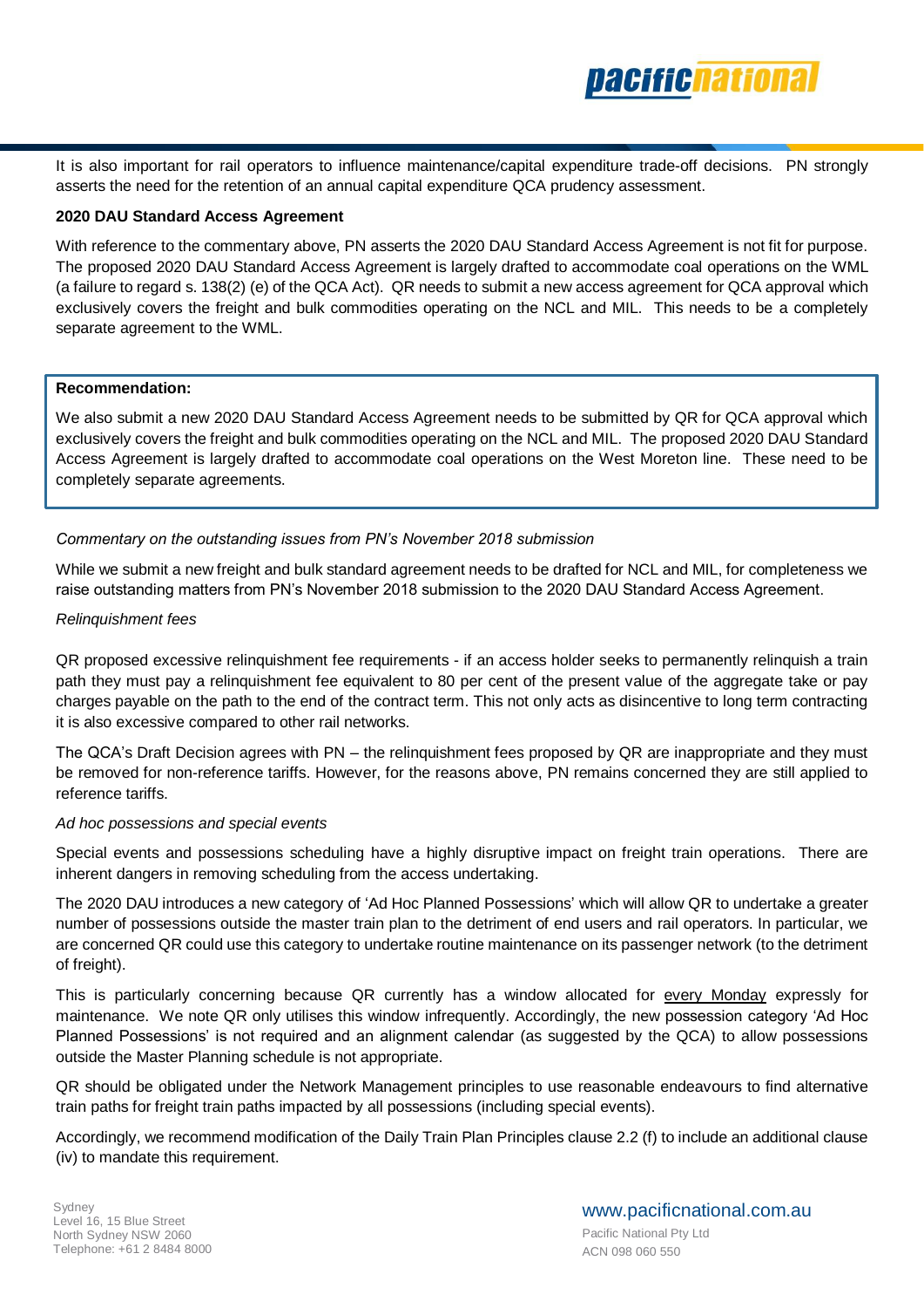It is also important for rail operators to influence maintenance/capital expenditure trade-off decisions. PN strongly asserts the need for the retention of an annual capital expenditure QCA prudency assessment.

**2020 DAU Standard Access Agreement**

With reference to the commentary above, PN asserts the 2020 DAU Standard Access Agreement is not fit for purpose. The proposed 2020 DAU Standard Access Agreement is largely drafted to accommodate coal operations on the WML (a failure to regard s. 138(2) (e) of the QCA Act). QR needs to submit a new access agreement for QCA approval which exclusively covers the freight and bulk commodities operating on the NCL and MIL. This needs to be a completely separate agreement to the WML.

> **Recommendation:**
>
> We also submit a new 2020 DAU Standard Access Agreement needs to be submitted by QR for QCA approval which exclusively covers the freight and bulk commodities operating on the NCL and MIL. The proposed 2020 DAU Standard Access Agreement is largely drafted to accommodate coal operations on the West Moreton line. These need to be completely separate agreements.

*Commentary on the outstanding issues from PN's November 2018 submission*

While we submit a new freight and bulk standard agreement needs to be drafted for NCL and MIL, for completeness we raise outstanding matters from PN's November 2018 submission to the 2020 DAU Standard Access Agreement.

*Relinquishment fees*

QR proposed excessive relinquishment fee requirements - if an access holder seeks to permanently relinquish a train path they must pay a relinquishment fee equivalent to 80 per cent of the present value of the aggregate take or pay charges payable on the path to the end of the contract term. This not only acts as disincentive to long term contracting it is also excessive compared to other rail networks.

The QCA's Draft Decision agrees with PN – the relinquishment fees proposed by QR are inappropriate and they must be removed for non-reference tariffs. However, for the reasons above, PN remains concerned they are still applied to reference tariffs.

*Ad hoc possessions and special events*

Special events and possessions scheduling have a highly disruptive impact on freight train operations. There are inherent dangers in removing scheduling from the access undertaking.

The 2020 DAU introduces a new category of 'Ad Hoc Planned Possessions' which will allow QR to undertake a greater number of possessions outside the master train plan to the detriment of end users and rail operators. In particular, we are concerned QR could use this category to undertake routine maintenance on its passenger network (to the detriment of freight).

This is particularly concerning because QR currently has a window allocated for <u>every Monday</u> expressly for maintenance. We note QR only utilises this window infrequently. Accordingly, the new possession category 'Ad Hoc Planned Possessions' is not required and an alignment calendar (as suggested by the QCA) to allow possessions outside the Master Planning schedule is not appropriate.

QR should be obligated under the Network Management principles to use reasonable endeavours to find alternative train paths for freight train paths impacted by all possessions (including special events).

Accordingly, we recommend modification of the Daily Train Plan Principles clause 2.2 (f) to include an additional clause (iv) to mandate this requirement.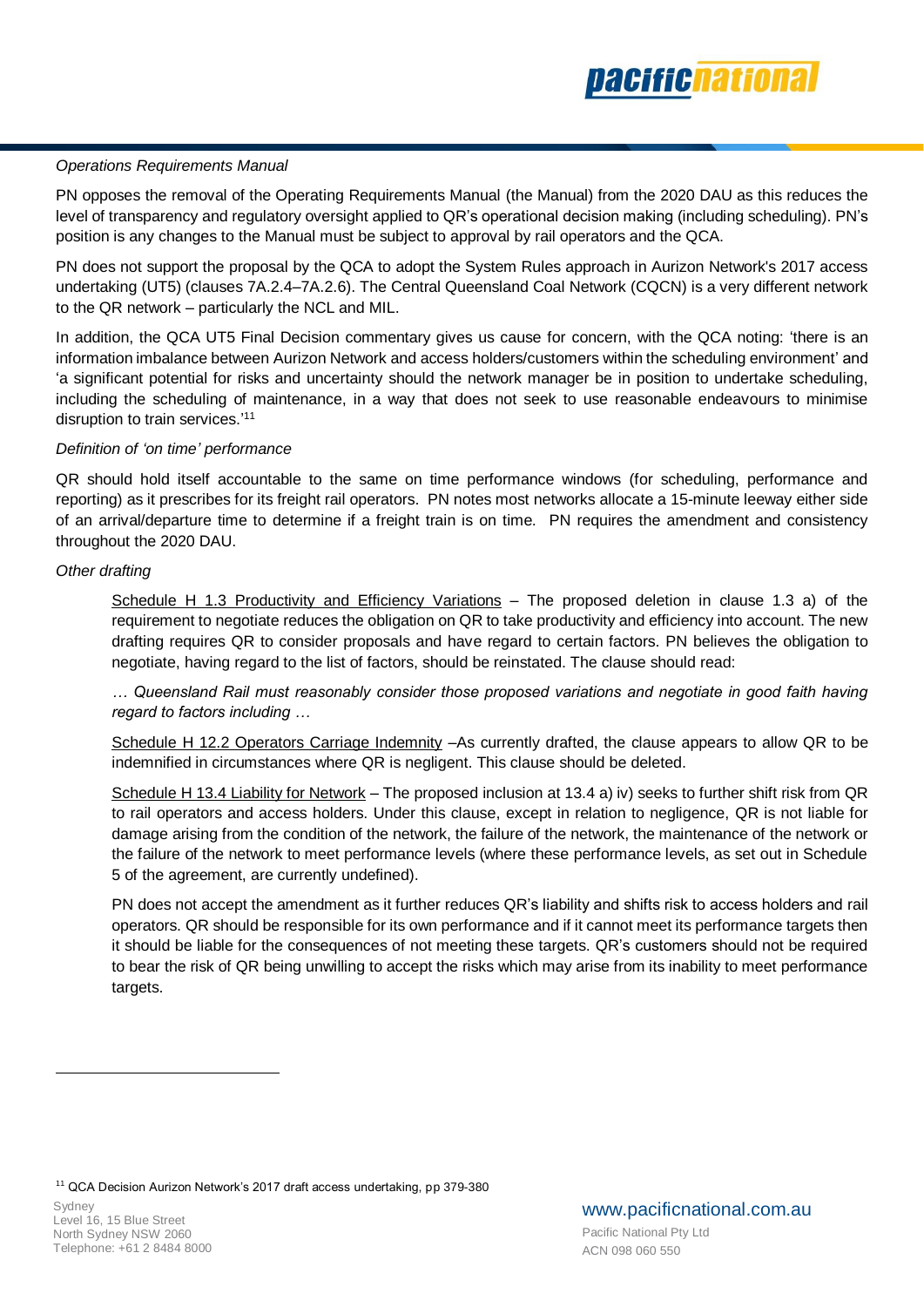*Operations Requirements Manual*

PN opposes the removal of the Operating Requirements Manual (the Manual) from the 2020 DAU as this reduces the level of transparency and regulatory oversight applied to QR's operational decision making (including scheduling). PN's position is any changes to the Manual must be subject to approval by rail operators and the QCA.

PN does not support the proposal by the QCA to adopt the System Rules approach in Aurizon Network's 2017 access undertaking (UT5) (clauses 7A.2.4–7A.2.6). The Central Queensland Coal Network (CQCN) is a very different network to the QR network – particularly the NCL and MIL.

In addition, the QCA UT5 Final Decision commentary gives us cause for concern, with the QCA noting: 'there is an information imbalance between Aurizon Network and access holders/customers within the scheduling environment' and 'a significant potential for risks and uncertainty should the network manager be in position to undertake scheduling, including the scheduling of maintenance, in a way that does not seek to use reasonable endeavours to minimise disruption to train services.'[11]

*Definition of 'on time' performance*

QR should hold itself accountable to the same on time performance windows (for scheduling, performance and reporting) as it prescribes for its freight rail operators. PN notes most networks allocate a 15-minute leeway either side of an arrival/departure time to determine if a freight train is on time. PN requires the amendment and consistency throughout the 2020 DAU.

*Other drafting*

> Schedule H 1.3 Productivity and Efficiency Variations – The proposed deletion in clause 1.3 a) of the requirement to negotiate reduces the obligation on QR to take productivity and efficiency into account. The new drafting requires QR to consider proposals and have regard to certain factors. PN believes the obligation to negotiate, having regard to the list of factors, should be reinstated. The clause should read:
>
> *… Queensland Rail must reasonably consider those proposed variations and negotiate in good faith having regard to factors including …*
>
> Schedule H 12.2 Operators Carriage Indemnity –As currently drafted, the clause appears to allow QR to be indemnified in circumstances where QR is negligent. This clause should be deleted.
>
> Schedule H 13.4 Liability for Network – The proposed inclusion at 13.4 a) iv) seeks to further shift risk from QR to rail operators and access holders. Under this clause, except in relation to negligence, QR is not liable for damage arising from the condition of the network, the failure of the network, the maintenance of the network or the failure of the network to meet performance levels (where these performance levels, as set out in Schedule 5 of the agreement, are currently undefined).
>
> PN does not accept the amendment as it further reduces QR's liability and shifts risk to access holders and rail operators. QR should be responsible for its own performance and if it cannot meet its performance targets then it should be liable for the consequences of not meeting these targets. QR's customers should not be required to bear the risk of QR being unwilling to accept the risks which may arise from its inability to meet performance targets.

---

[11] QCA Decision Aurizon Network's 2017 draft access undertaking, pp 379-380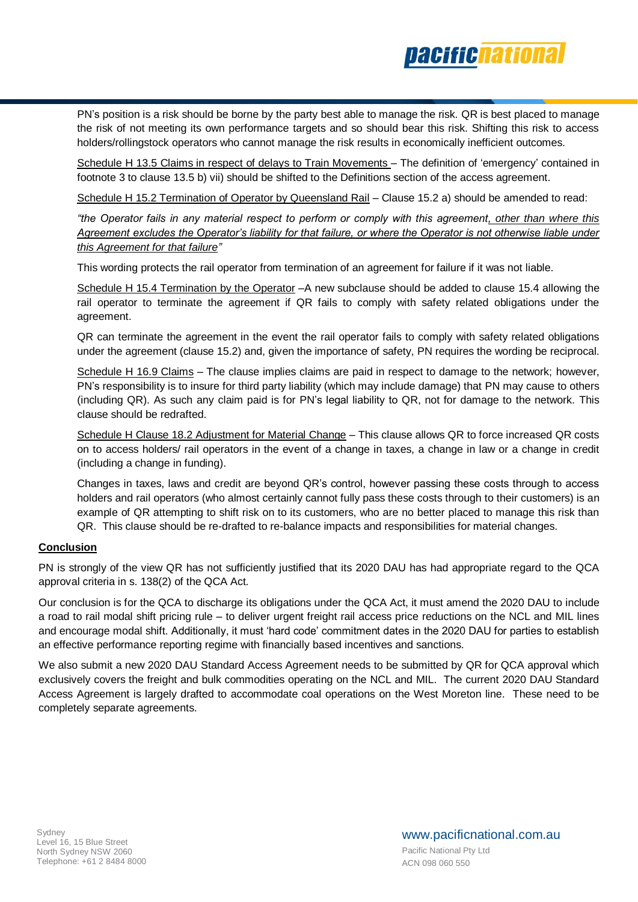PN's position is a risk should be borne by the party best able to manage the risk. QR is best placed to manage the risk of not meeting its own performance targets and so should bear this risk. Shifting this risk to access holders/rollingstock operators who cannot manage the risk results in economically inefficient outcomes.

Schedule H 13.5 Claims in respect of delays to Train Movements – The definition of 'emergency' contained in footnote 3 to clause 13.5 b) vii) should be shifted to the Definitions section of the access agreement.

Schedule H 15.2 Termination of Operator by Queensland Rail – Clause 15.2 a) should be amended to read:

*"the Operator fails in any material respect to perform or comply with this agreement, other than where this Agreement excludes the Operator's liability for that failure, or where the Operator is not otherwise liable under this Agreement for that failure"*

This wording protects the rail operator from termination of an agreement for failure if it was not liable.

Schedule H 15.4 Termination by the Operator –A new subclause should be added to clause 15.4 allowing the rail operator to terminate the agreement if QR fails to comply with safety related obligations under the agreement.

QR can terminate the agreement in the event the rail operator fails to comply with safety related obligations under the agreement (clause 15.2) and, given the importance of safety, PN requires the wording be reciprocal.

Schedule H 16.9 Claims – The clause implies claims are paid in respect to damage to the network; however, PN's responsibility is to insure for third party liability (which may include damage) that PN may cause to others (including QR). As such any claim paid is for PN's legal liability to QR, not for damage to the network. This clause should be redrafted.

Schedule H Clause 18.2 Adjustment for Material Change – This clause allows QR to force increased QR costs on to access holders/ rail operators in the event of a change in taxes, a change in law or a change in credit (including a change in funding).

Changes in taxes, laws and credit are beyond QR's control, however passing these costs through to access holders and rail operators (who almost certainly cannot fully pass these costs through to their customers) is an example of QR attempting to shift risk on to its customers, who are no better placed to manage this risk than QR. This clause should be re-drafted to re-balance impacts and responsibilities for material changes.

## Conclusion

PN is strongly of the view QR has not sufficiently justified that its 2020 DAU has had appropriate regard to the QCA approval criteria in s. 138(2) of the QCA Act.

Our conclusion is for the QCA to discharge its obligations under the QCA Act, it must amend the 2020 DAU to include a road to rail modal shift pricing rule – to deliver urgent freight rail access price reductions on the NCL and MIL lines and encourage modal shift. Additionally, it must 'hard code' commitment dates in the 2020 DAU for parties to establish an effective performance reporting regime with financially based incentives and sanctions.

We also submit a new 2020 DAU Standard Access Agreement needs to be submitted by QR for QCA approval which exclusively covers the freight and bulk commodities operating on the NCL and MIL. The current 2020 DAU Standard Access Agreement is largely drafted to accommodate coal operations on the West Moreton line. These need to be completely separate agreements.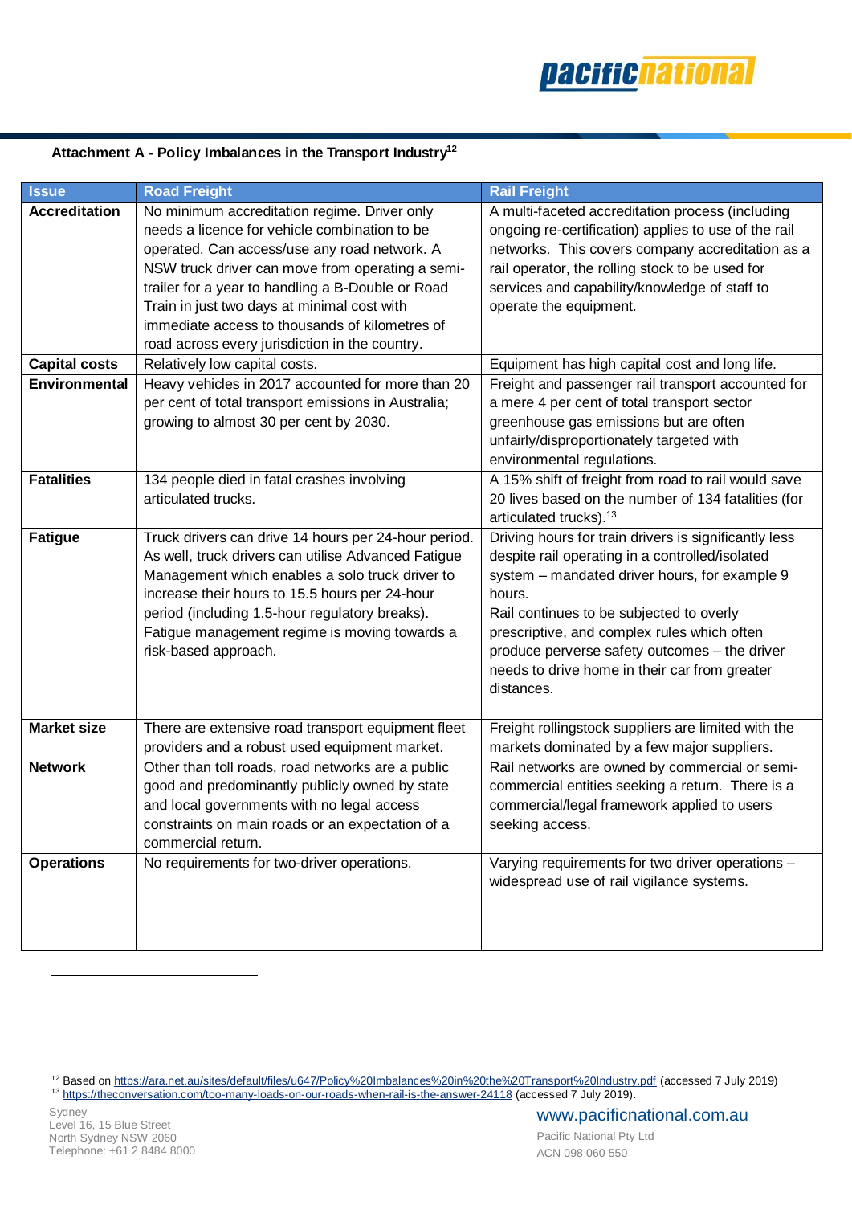### Attachment A - Policy Imbalances in the Transport Industry[12]

| Issue | Road Freight | Rail Freight |
|---|---|---|
| **Accreditation** | No minimum accreditation regime. Driver only needs a licence for vehicle combination to be operated. Can access/use any road network. A NSW truck driver can move from operating a semi-trailer for a year to handling a B-Double or Road Train in just two days at minimal cost with immediate access to thousands of kilometres of road across every jurisdiction in the country. | A multi-faceted accreditation process (including ongoing re-certification) applies to use of the rail networks. This covers company accreditation as a rail operator, the rolling stock to be used for services and capability/knowledge of staff to operate the equipment. |
| **Capital costs** | Relatively low capital costs. | Equipment has high capital cost and long life. |
| **Environmental** | Heavy vehicles in 2017 accounted for more than 20 per cent of total transport emissions in Australia; growing to almost 30 per cent by 2030. | Freight and passenger rail transport accounted for a mere 4 per cent of total transport sector greenhouse gas emissions but are often unfairly/disproportionately targeted with environmental regulations. |
| **Fatalities** | 134 people died in fatal crashes involving articulated trucks. | A 15% shift of freight from road to rail would save 20 lives based on the number of 134 fatalities (for articulated trucks).[13] |
| **Fatigue** | Truck drivers can drive 14 hours per 24-hour period. As well, truck drivers can utilise Advanced Fatigue Management which enables a solo truck driver to increase their hours to 15.5 hours per 24-hour period (including 1.5-hour regulatory breaks). Fatigue management regime is moving towards a risk-based approach. | Driving hours for train drivers is significantly less despite rail operating in a controlled/isolated system – mandated driver hours, for example 9 hours.<br>Rail continues to be subjected to overly prescriptive, and complex rules which often produce perverse safety outcomes – the driver needs to drive home in their car from greater distances. |
| **Market size** | There are extensive road transport equipment fleet providers and a robust used equipment market. | Freight rollingstock suppliers are limited with the markets dominated by a few major suppliers. |
| **Network** | Other than toll roads, road networks are a public good and predominantly publicly owned by state and local governments with no legal access constraints on main roads or an expectation of a commercial return. | Rail networks are owned by commercial or semi-commercial entities seeking a return. There is a commercial/legal framework applied to users seeking access. |
| **Operations** | No requirements for two-driver operations. | Varying requirements for two driver operations – widespread use of rail vigilance systems. |

[12] Based on https://ara.net.au/sites/default/files/u647/Policy%20Imbalances%20in%20the%20Transport%20Industry.pdf (accessed 7 July 2019)

[13] https://theconversation.com/too-many-loads-on-our-roads-when-rail-is-the-answer-24118 (accessed 7 July 2019).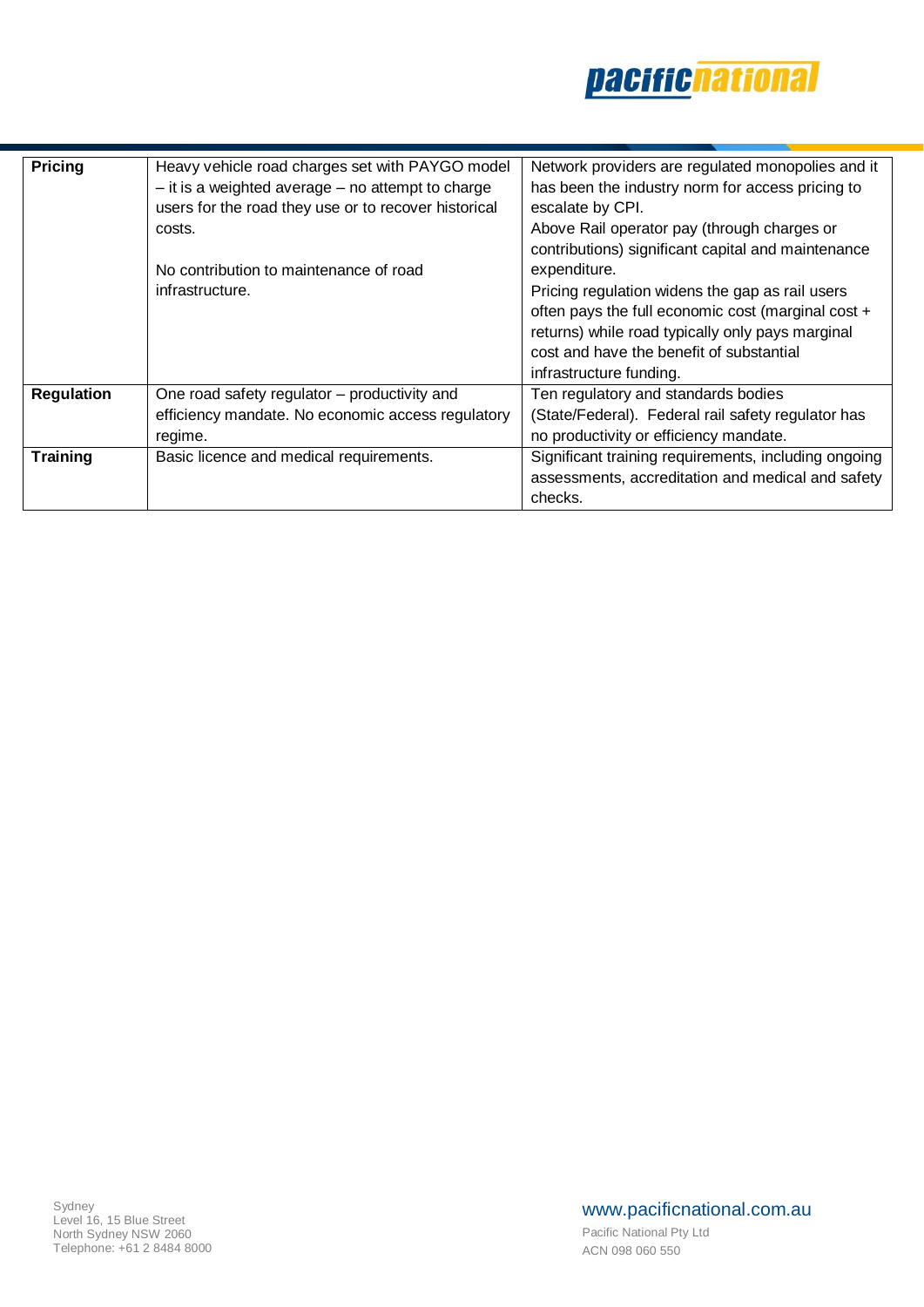| | | |
|---|---|---|
| **Pricing** | Heavy vehicle road charges set with PAYGO model – it is a weighted average – no attempt to charge users for the road they use or to recover historical costs.<br><br>No contribution to maintenance of road infrastructure. | Network providers are regulated monopolies and it has been the industry norm for access pricing to escalate by CPI.<br>Above Rail operator pay (through charges or contributions) significant capital and maintenance expenditure.<br>Pricing regulation widens the gap as rail users often pays the full economic cost (marginal cost + returns) while road typically only pays marginal cost and have the benefit of substantial infrastructure funding. |
| **Regulation** | One road safety regulator – productivity and efficiency mandate. No economic access regulatory regime. | Ten regulatory and standards bodies (State/Federal). Federal rail safety regulator has no productivity or efficiency mandate. |
| **Training** | Basic licence and medical requirements. | Significant training requirements, including ongoing assessments, accreditation and medical and safety checks. |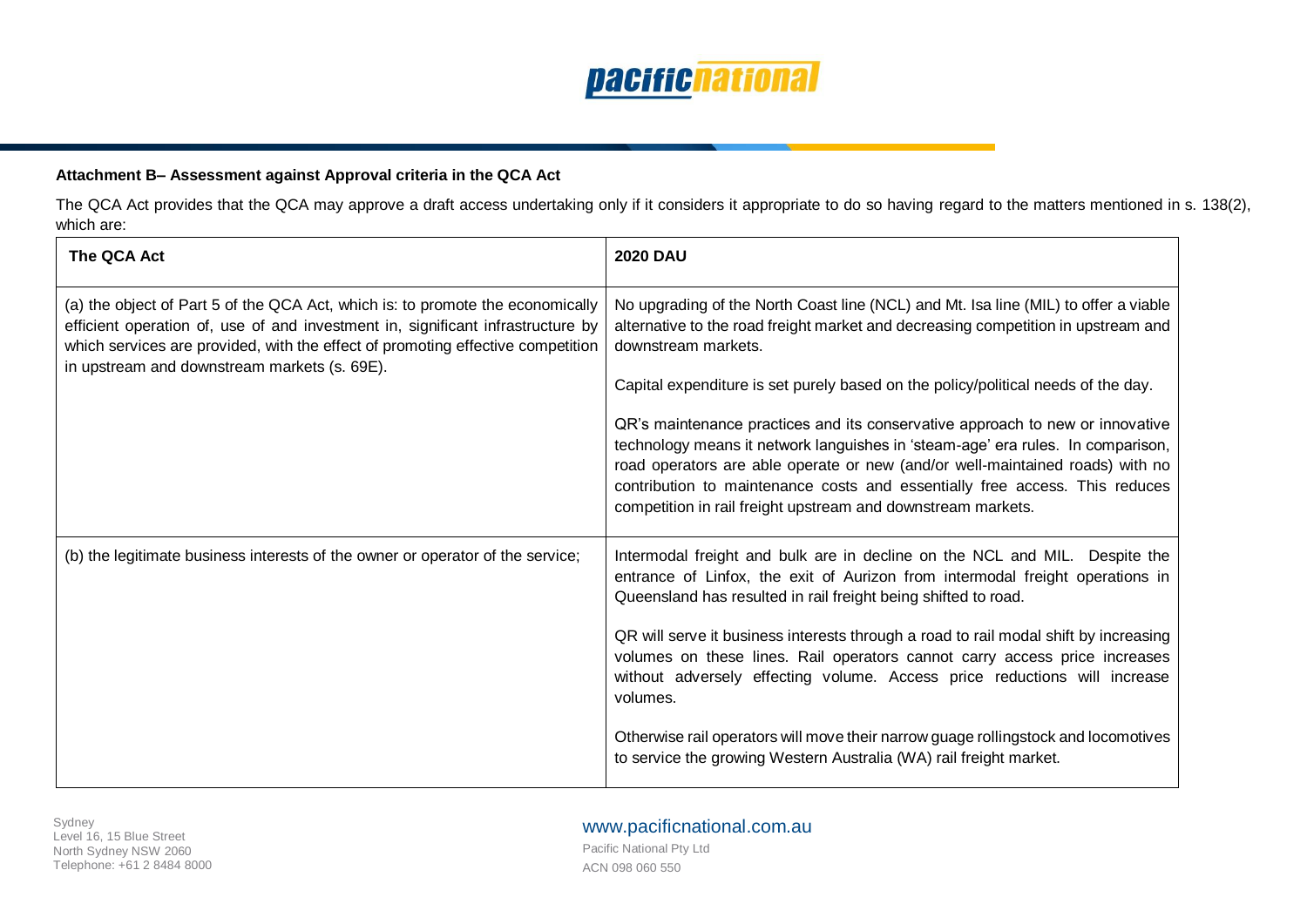**Attachment B– Assessment against Approval criteria in the QCA Act**

The QCA Act provides that the QCA may approve a draft access undertaking only if it considers it appropriate to do so having regard to the matters mentioned in s. 138(2), which are:

| The QCA Act | 2020 DAU |
|---|---|
| (a) the object of Part 5 of the QCA Act, which is: to promote the economically efficient operation of, use of and investment in, significant infrastructure by which services are provided, with the effect of promoting effective competition in upstream and downstream markets (s. 69E). | No upgrading of the North Coast line (NCL) and Mt. Isa line (MIL) to offer a viable alternative to the road freight market and decreasing competition in upstream and downstream markets.<br><br>Capital expenditure is set purely based on the policy/political needs of the day.<br><br>QR's maintenance practices and its conservative approach to new or innovative technology means it network languishes in 'steam-age' era rules. In comparison, road operators are able operate or new (and/or well-maintained roads) with no contribution to maintenance costs and essentially free access. This reduces competition in rail freight upstream and downstream markets. |
| (b) the legitimate business interests of the owner or operator of the service; | Intermodal freight and bulk are in decline on the NCL and MIL. Despite the entrance of Linfox, the exit of Aurizon from intermodal freight operations in Queensland has resulted in rail freight being shifted to road.<br><br>QR will serve it business interests through a road to rail modal shift by increasing volumes on these lines. Rail operators cannot carry access price increases without adversely effecting volume. Access price reductions will increase volumes.<br><br>Otherwise rail operators will move their narrow guage rollingstock and locomotives to service the growing Western Australia (WA) rail freight market. |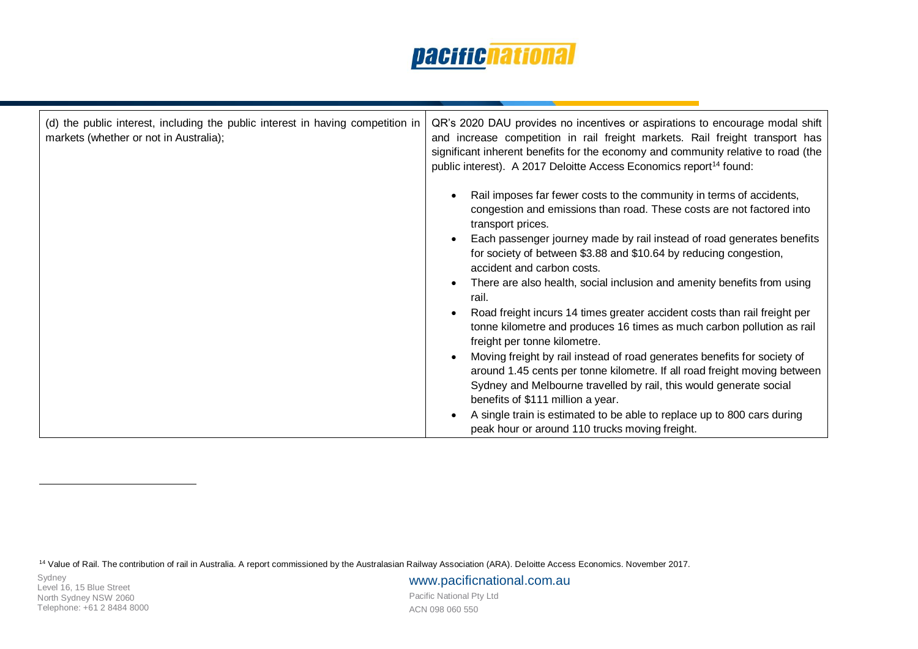| (d) the public interest, including the public interest in having competition in markets (whether or not in Australia); | QR's 2020 DAU provides no incentives or aspirations to encourage modal shift and increase competition in rail freight markets. Rail freight transport has significant inherent benefits for the economy and community relative to road (the public interest). A 2017 Deloitte Access Economics report[14] found:<br><br>• Rail imposes far fewer costs to the community in terms of accidents, congestion and emissions than road. These costs are not factored into transport prices.<br>• Each passenger journey made by rail instead of road generates benefits for society of between \$3.88 and \$10.64 by reducing congestion, accident and carbon costs.<br>• There are also health, social inclusion and amenity benefits from using rail.<br>• Road freight incurs 14 times greater accident costs than rail freight per tonne kilometre and produces 16 times as much carbon pollution as rail freight per tonne kilometre.<br>• Moving freight by rail instead of road generates benefits for society of around 1.45 cents per tonne kilometre. If all road freight moving between Sydney and Melbourne travelled by rail, this would generate social benefits of \$111 million a year.<br>• A single train is estimated to be able to replace up to 800 cars during peak hour or around 110 trucks moving freight. |
|---|---|

[14] Value of Rail. The contribution of rail in Australia. A report commissioned by the Australasian Railway Association (ARA). Deloitte Access Economics. November 2017.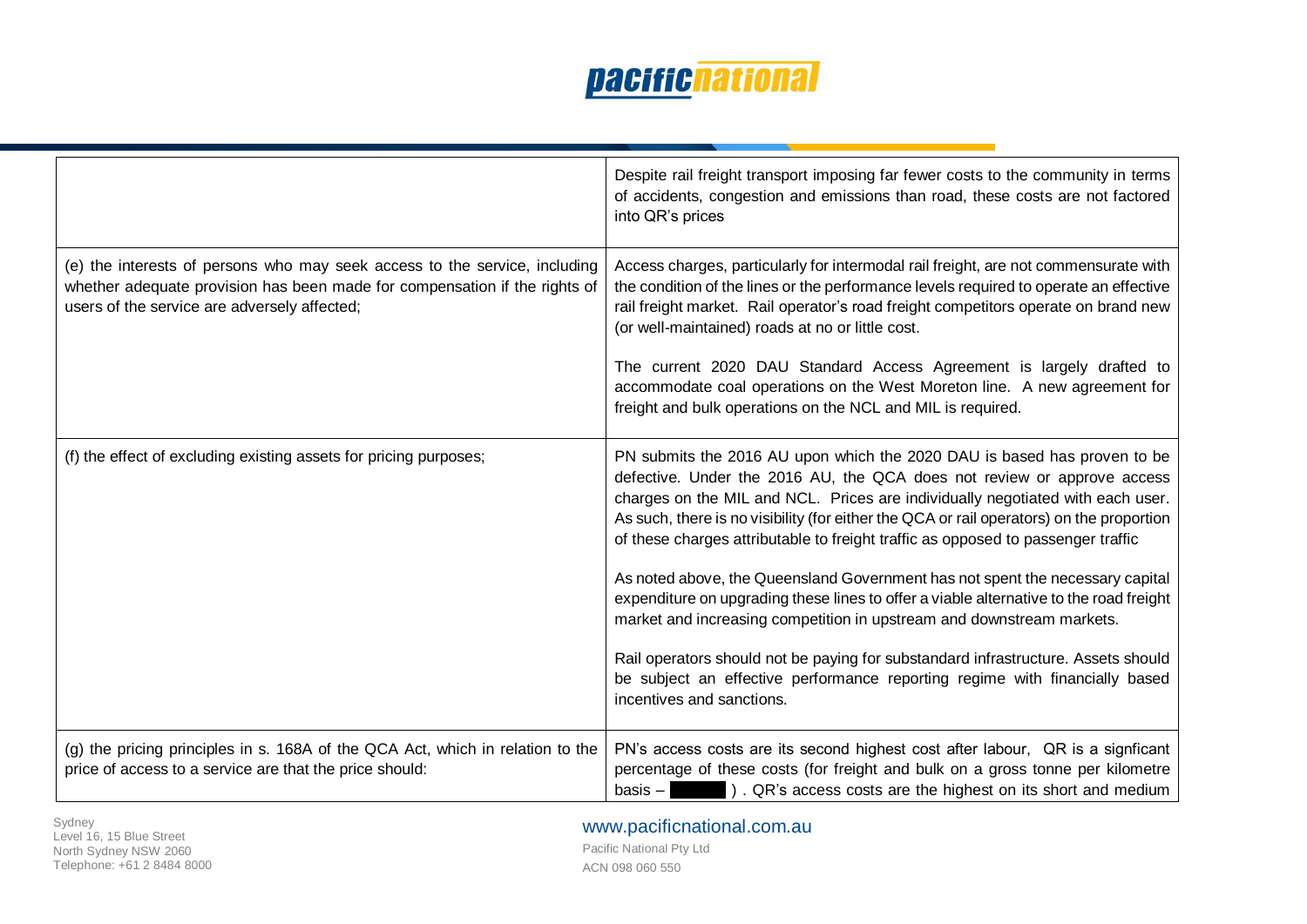| | |
|---|---|
| | Despite rail freight transport imposing far fewer costs to the community in terms of accidents, congestion and emissions than road, these costs are not factored into QR's prices |
| (e) the interests of persons who may seek access to the service, including whether adequate provision has been made for compensation if the rights of users of the service are adversely affected; | Access charges, particularly for intermodal rail freight, are not commensurate with the condition of the lines or the performance levels required to operate an effective rail freight market. Rail operator's road freight competitors operate on brand new (or well-maintained) roads at no or little cost.<br><br>The current 2020 DAU Standard Access Agreement is largely drafted to accommodate coal operations on the West Moreton line. A new agreement for freight and bulk operations on the NCL and MIL is required. |
| (f) the effect of excluding existing assets for pricing purposes; | PN submits the 2016 AU upon which the 2020 DAU is based has proven to be defective. Under the 2016 AU, the QCA does not review or approve access charges on the MIL and NCL. Prices are individually negotiated with each user. As such, there is no visibility (for either the QCA or rail operators) on the proportion of these charges attributable to freight traffic as opposed to passenger traffic<br><br>As noted above, the Queensland Government has not spent the necessary capital expenditure on upgrading these lines to offer a viable alternative to the road freight market and increasing competition in upstream and downstream markets.<br><br>Rail operators should not be paying for substandard infrastructure. Assets should be subject an effective performance reporting regime with financially based incentives and sanctions. |
| (g) the pricing principles in s. 168A of the QCA Act, which in relation to the price of access to a service are that the price should: | PN's access costs are its second highest cost after labour, QR is a signficant percentage of these costs (for freight and bulk on a gross tonne per kilometre basis – [redacted] ). QR's access costs are the highest on its short and medium |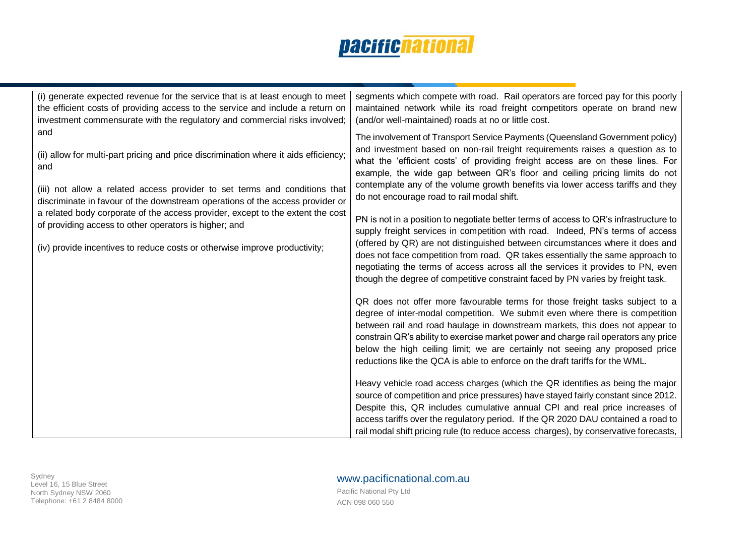| | |
|---|---|
| (i) generate expected revenue for the service that is at least enough to meet the efficient costs of providing access to the service and include a return on investment commensurate with the regulatory and commercial risks involved; and<br><br>(ii) allow for multi-part pricing and price discrimination where it aids efficiency; and<br><br>(iii) not allow a related access provider to set terms and conditions that discriminate in favour of the downstream operations of the access provider or a related body corporate of the access provider, except to the extent the cost of providing access to other operators is higher; and<br><br>(iv) provide incentives to reduce costs or otherwise improve productivity; | segments which compete with road. Rail operators are forced pay for this poorly maintained network while its road freight competitors operate on brand new (and/or well-maintained) roads at no or little cost.<br><br>The involvement of Transport Service Payments (Queensland Government policy) and investment based on non-rail freight requirements raises a question as to what the 'efficient costs' of providing freight access are on these lines. For example, the wide gap between QR's floor and ceiling pricing limits do not contemplate any of the volume growth benefits via lower access tariffs and they do not encourage road to rail modal shift.<br><br>PN is not in a position to negotiate better terms of access to QR's infrastructure to supply freight services in competition with road. Indeed, PN's terms of access (offered by QR) are not distinguished between circumstances where it does and does not face competition from road. QR takes essentially the same approach to negotiating the terms of access across all the services it provides to PN, even though the degree of competitive constraint faced by PN varies by freight task.<br><br>QR does not offer more favourable terms for those freight tasks subject to a degree of inter-modal competition. We submit even where there is competition between rail and road haulage in downstream markets, this does not appear to constrain QR's ability to exercise market power and charge rail operators any price below the high ceiling limit; we are certainly not seeing any proposed price reductions like the QCA is able to enforce on the draft tariffs for the WML.<br><br>Heavy vehicle road access charges (which the QR identifies as being the major source of competition and price pressures) have stayed fairly constant since 2012. Despite this, QR includes cumulative annual CPI and real price increases of access tariffs over the regulatory period. If the QR 2020 DAU contained a road to rail modal shift pricing rule (to reduce access charges), by conservative forecasts, |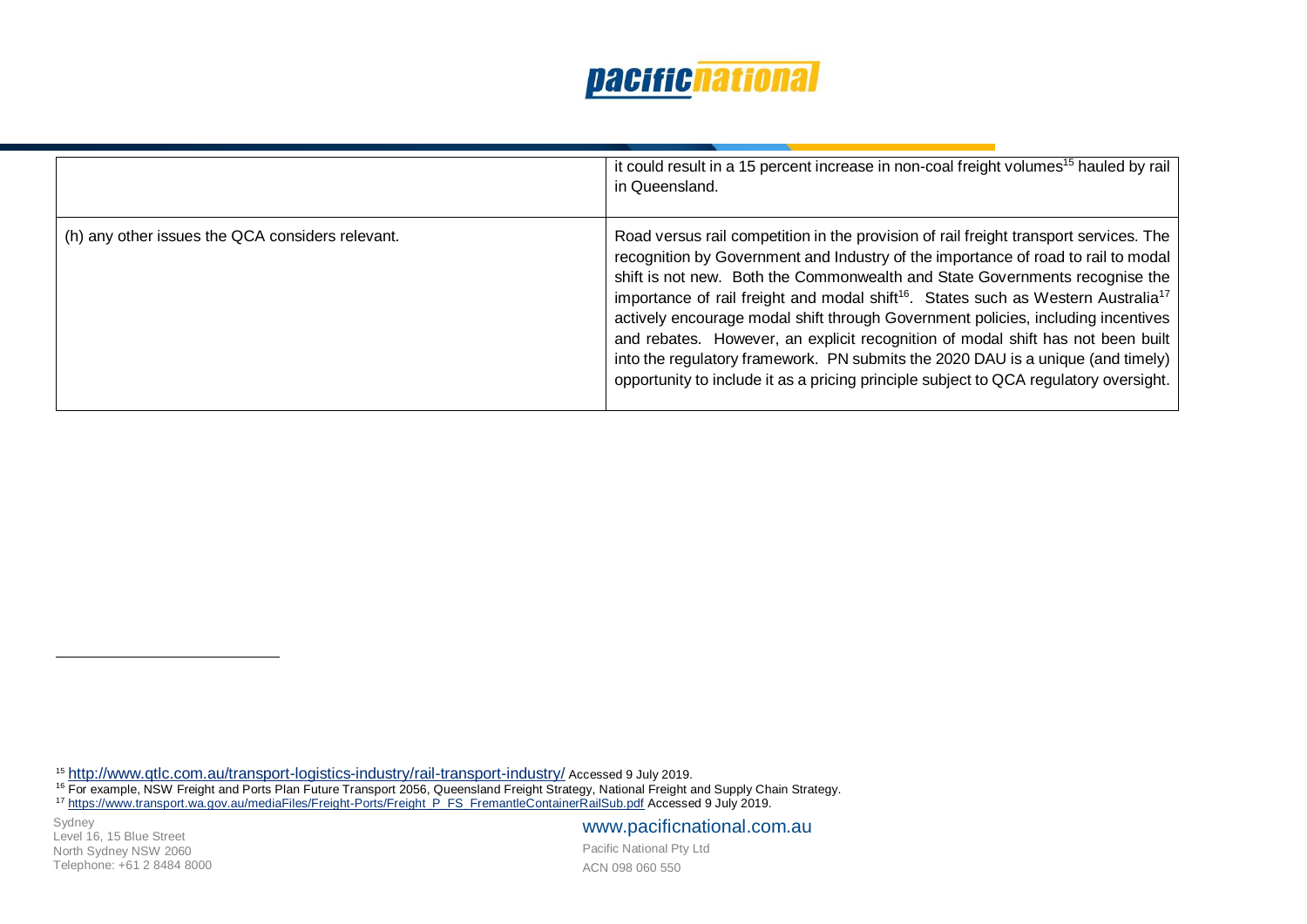| | |
|---|---|
| | it could result in a 15 percent increase in non-coal freight volumes[15] hauled by rail in Queensland. |
| (h) any other issues the QCA considers relevant. | Road versus rail competition in the provision of rail freight transport services. The recognition by Government and Industry of the importance of road to rail to modal shift is not new. Both the Commonwealth and State Governments recognise the importance of rail freight and modal shift[16]. States such as Western Australia[17] actively encourage modal shift through Government policies, including incentives and rebates. However, an explicit recognition of modal shift has not been built into the regulatory framework. PN submits the 2020 DAU is a unique (and timely) opportunity to include it as a pricing principle subject to QCA regulatory oversight. |

[15] http://www.qtlc.com.au/transport-logistics-industry/rail-transport-industry/ Accessed 9 July 2019.

[16] For example, NSW Freight and Ports Plan Future Transport 2056, Queensland Freight Strategy, National Freight and Supply Chain Strategy.

[17] https://www.transport.wa.gov.au/mediaFiles/Freight-Ports/Freight_P_FS_FremantleContainerRailSub.pdf Accessed 9 July 2019.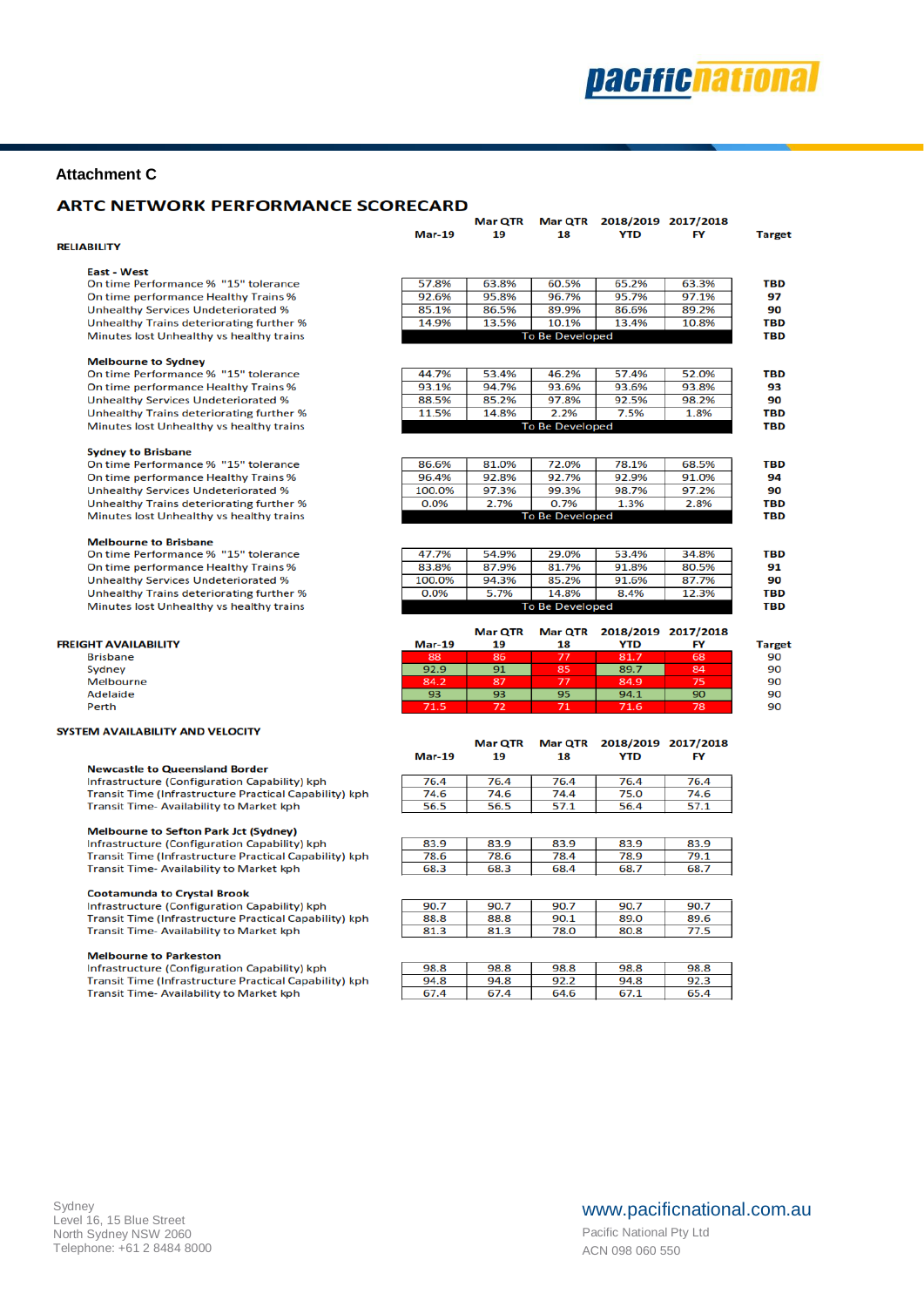## Attachment C

### ARTC NETWORK PERFORMANCE SCORECARD

| RELIABILITY | Mar-19 | Mar QTR 19 | Mar QTR 18 | 2018/2019 YTD | 2017/2018 FY | Target |
|---|---|---|---|---|---|---|
| **East - West** | | | | | | |
| On time Performance % "15" tolerance | 57.8% | 63.8% | 60.5% | 65.2% | 63.3% | TBD |
| On time performance Healthy Trains % | 92.6% | 95.8% | 96.7% | 95.7% | 97.1% | 97 |
| Unhealthy Services Undeteriorated % | 85.1% | 86.5% | 89.9% | 86.6% | 89.2% | 90 |
| Unhealthy Trains deteriorating further % | 14.9% | 13.5% | 10.1% | 13.4% | 10.8% | TBD |
| Minutes lost Unhealthy vs healthy trains | To Be Developed | | | | | TBD |
| **Melbourne to Sydney** | | | | | | |
| On time Performance % "15" tolerance | 44.7% | 53.4% | 46.2% | 57.4% | 52.0% | TBD |
| On time performance Healthy Trains % | 93.1% | 94.7% | 93.6% | 93.6% | 93.8% | 93 |
| Unhealthy Services Undeteriorated % | 88.5% | 85.2% | 97.8% | 92.5% | 98.2% | 90 |
| Unhealthy Trains deteriorating further % | 11.5% | 14.8% | 2.2% | 7.5% | 1.8% | TBD |
| Minutes lost Unhealthy vs healthy trains | To Be Developed | | | | | TBD |
| **Sydney to Brisbane** | | | | | | |
| On time Performance % "15" tolerance | 86.6% | 81.0% | 72.0% | 78.1% | 68.5% | TBD |
| On time performance Healthy Trains % | 96.4% | 92.8% | 92.7% | 92.9% | 91.0% | 94 |
| Unhealthy Services Undeteriorated % | 100.0% | 97.3% | 99.3% | 98.7% | 97.2% | 90 |
| Unhealthy Trains deteriorating further % | 0.0% | 2.7% | 0.7% | 1.3% | 2.8% | TBD |
| Minutes lost Unhealthy vs healthy trains | To Be Developed | | | | | TBD |
| **Melbourne to Brisbane** | | | | | | |
| On time Performance % "15" tolerance | 47.7% | 54.9% | 29.0% | 53.4% | 34.8% | TBD |
| On time performance Healthy Trains % | 83.8% | 87.9% | 81.7% | 91.8% | 80.5% | 91 |
| Unhealthy Services Undeteriorated % | 100.0% | 94.3% | 85.2% | 91.6% | 87.7% | 90 |
| Unhealthy Trains deteriorating further % | 0.0% | 5.7% | 14.8% | 8.4% | 12.3% | TBD |
| Minutes lost Unhealthy vs healthy trains | To Be Developed | | | | | TBD |

| FREIGHT AVAILABILITY | Mar-19 | Mar QTR 19 | Mar QTR 18 | 2018/2019 YTD | 2017/2018 FY | Target |
|---|---|---|---|---|---|---|
| Brisbane | 88 | 86 | 77 | 81.7 | 68 | 90 |
| Sydney | 92.9 | 91 | 85 | 89.7 | 84 | 90 |
| Melbourne | 84.2 | 87 | 77 | 84.9 | 75 | 90 |
| Adelaide | 93 | 93 | 95 | 94.1 | 90 | 90 |
| Perth | 71.5 | 72 | 71 | 71.6 | 78 | 90 |

| SYSTEM AVAILABILITY AND VELOCITY | Mar-19 | Mar QTR 19 | Mar QTR 18 | 2018/2019 YTD | 2017/2018 FY |
|---|---|---|---|---|---|
| **Newcastle to Queensland Border** | | | | | |
| Infrastructure (Configuration Capability) kph | 76.4 | 76.4 | 76.4 | 76.4 | 76.4 |
| Transit Time (Infrastructure Practical Capability) kph | 74.6 | 74.6 | 74.4 | 75.0 | 74.6 |
| Transit Time- Availability to Market kph | 56.5 | 56.5 | 57.1 | 56.4 | 57.1 |
| **Melbourne to Sefton Park Jct (Sydney)** | | | | | |
| Infrastructure (Configuration Capability) kph | 83.9 | 83.9 | 83.9 | 83.9 | 83.9 |
| Transit Time (Infrastructure Practical Capability) kph | 78.6 | 78.6 | 78.4 | 78.9 | 79.1 |
| Transit Time- Availability to Market kph | 68.3 | 68.3 | 68.4 | 68.7 | 68.7 |
| **Cootamunda to Crystal Brook** | | | | | |
| Infrastructure (Configuration Capability) kph | 90.7 | 90.7 | 90.7 | 90.7 | 90.7 |
| Transit Time (Infrastructure Practical Capability) kph | 88.8 | 88.8 | 90.1 | 89.0 | 89.6 |
| Transit Time- Availability to Market kph | 81.3 | 81.3 | 78.0 | 80.8 | 77.5 |
| **Melbourne to Parkeston** | | | | | |
| Infrastructure (Configuration Capability) kph | 98.8 | 98.8 | 98.8 | 98.8 | 98.8 |
| Transit Time (Infrastructure Practical Capability) kph | 94.8 | 94.8 | 92.2 | 94.8 | 92.3 |
| Transit Time- Availability to Market kph | 67.4 | 67.4 | 64.6 | 67.1 | 65.4 |